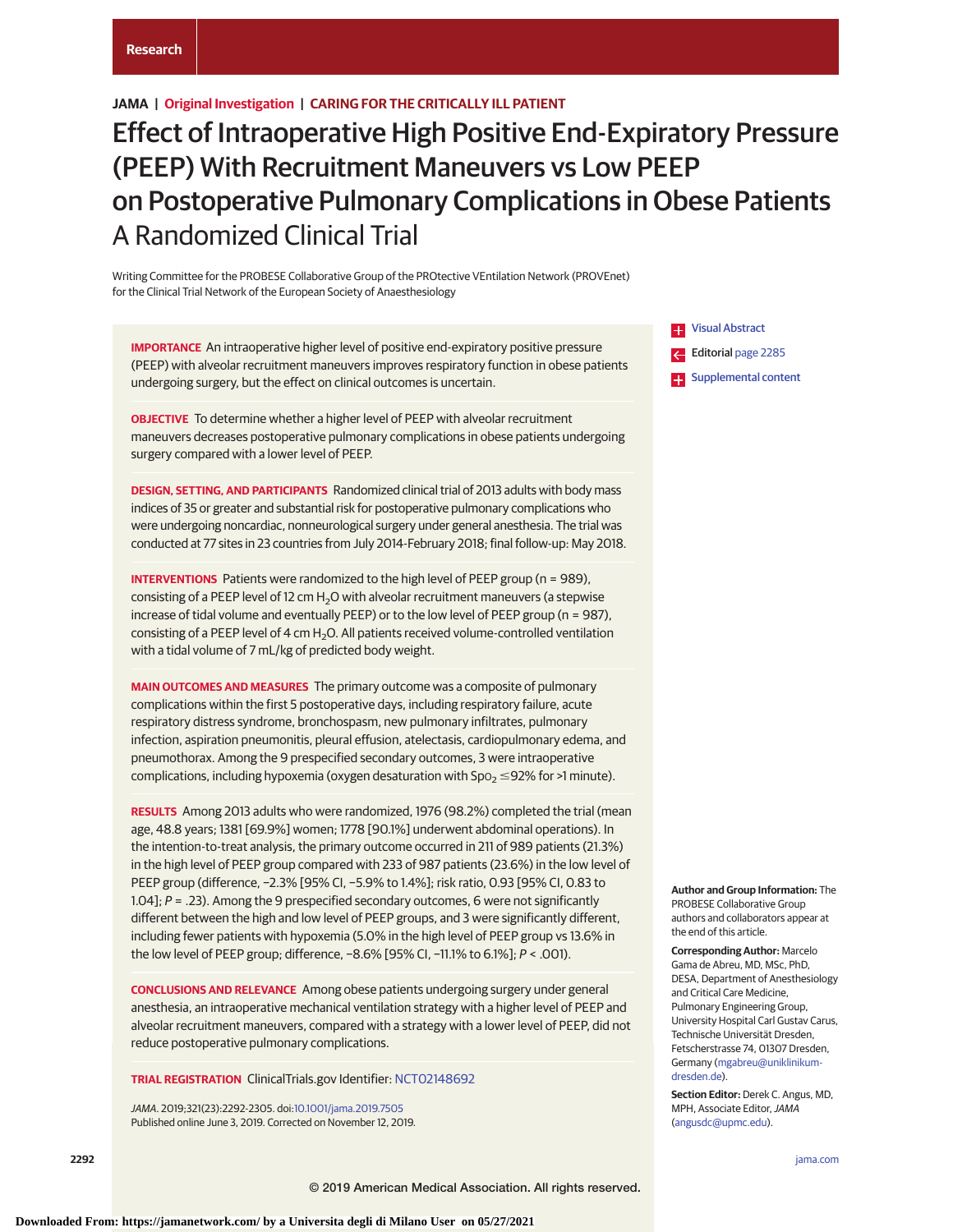Research

JAMA | Original Investigation | CARING FOR THE CRITICALLY ILL PATIENT

# Effect of Intraoperative High Positive End-Expiratory Pressure (PEEP) With Recruitment Maneuvers vs Low PEEP on Postoperative Pulmonary Complications in Obese Patients
## A Randomized Clinical Trial

Writing Committee for the PROBESE Collaborative Group of the PROtective VEntilation Network (PROVEnet) for the Clinical Trial Network of the European Society of Anaesthesiology

**IMPORTANCE** An intraoperative higher level of positive end-expiratory positive pressure (PEEP) with alveolar recruitment maneuvers improves respiratory function in obese patients undergoing surgery, but the effect on clinical outcomes is uncertain.

**OBJECTIVE** To determine whether a higher level of PEEP with alveolar recruitment maneuvers decreases postoperative pulmonary complications in obese patients undergoing surgery compared with a lower level of PEEP.

**DESIGN, SETTING, AND PARTICIPANTS** Randomized clinical trial of 2013 adults with body mass indices of 35 or greater and substantial risk for postoperative pulmonary complications who were undergoing noncardiac, nonneurological surgery under general anesthesia. The trial was conducted at 77 sites in 23 countries from July 2014-February 2018; final follow-up: May 2018.

**INTERVENTIONS** Patients were randomized to the high level of PEEP group (n = 989), consisting of a PEEP level of 12 cm $H_2O$ with alveolar recruitment maneuvers (a stepwise increase of tidal volume and eventually PEEP) or to the low level of PEEP group (n = 987), consisting of a PEEP level of 4 cm $H_2O$. All patients received volume-controlled ventilation with a tidal volume of 7 mL/kg of predicted body weight.

**MAIN OUTCOMES AND MEASURES** The primary outcome was a composite of pulmonary complications within the first 5 postoperative days, including respiratory failure, acute respiratory distress syndrome, bronchospasm, new pulmonary infiltrates, pulmonary infection, aspiration pneumonitis, pleural effusion, atelectasis, cardiopulmonary edema, and pneumothorax. Among the 9 prespecified secondary outcomes, 3 were intraoperative complications, including hypoxemia (oxygen desaturation with $Spo_2 \leq 92\%$ for >1 minute).

**RESULTS** Among 2013 adults who were randomized, 1976 (98.2%) completed the trial (mean age, 48.8 years; 1381 [69.9%] women; 1778 [90.1%] underwent abdominal operations). In the intention-to-treat analysis, the primary outcome occurred in 211 of 989 patients (21.3%) in the high level of PEEP group compared with 233 of 987 patients (23.6%) in the low level of PEEP group (difference, −2.3% [95% CI, −5.9% to 1.4%]; risk ratio, 0.93 [95% CI, 0.83 to 1.04]; $P = .23$). Among the 9 prespecified secondary outcomes, 6 were not significantly different between the high and low level of PEEP groups, and 3 were significantly different, including fewer patients with hypoxemia (5.0% in the high level of PEEP group vs 13.6% in the low level of PEEP group; difference, −8.6% [95% CI, −11.1% to 6.1%]; $P < .001$).

**CONCLUSIONS AND RELEVANCE** Among obese patients undergoing surgery under general anesthesia, an intraoperative mechanical ventilation strategy with a higher level of PEEP and alveolar recruitment maneuvers, compared with a strategy with a lower level of PEEP, did not reduce postoperative pulmonary complications.

**TRIAL REGISTRATION** ClinicalTrials.gov Identifier: NCT02148692

*JAMA*. 2019;321(23):2292-2305. doi:10.1001/jama.2019.7505
Published online June 3, 2019. Corrected on November 12, 2019.

Visual Abstract

Editorial page 2285

Supplemental content

**Author and Group Information:** The PROBESE Collaborative Group authors and collaborators appear at the end of this article.

**Corresponding Author:** Marcelo Gama de Abreu, MD, MSc, PhD, DESA, Department of Anesthesiology and Critical Care Medicine, Pulmonary Engineering Group, University Hospital Carl Gustav Carus, Technische Universität Dresden, Fetscherstrasse 74, 01307 Dresden, Germany (mgabreu@uniklinikum-dresden.de).

**Section Editor:** Derek C. Angus, MD, MPH, Associate Editor, *JAMA* (angusdc@upmc.edu).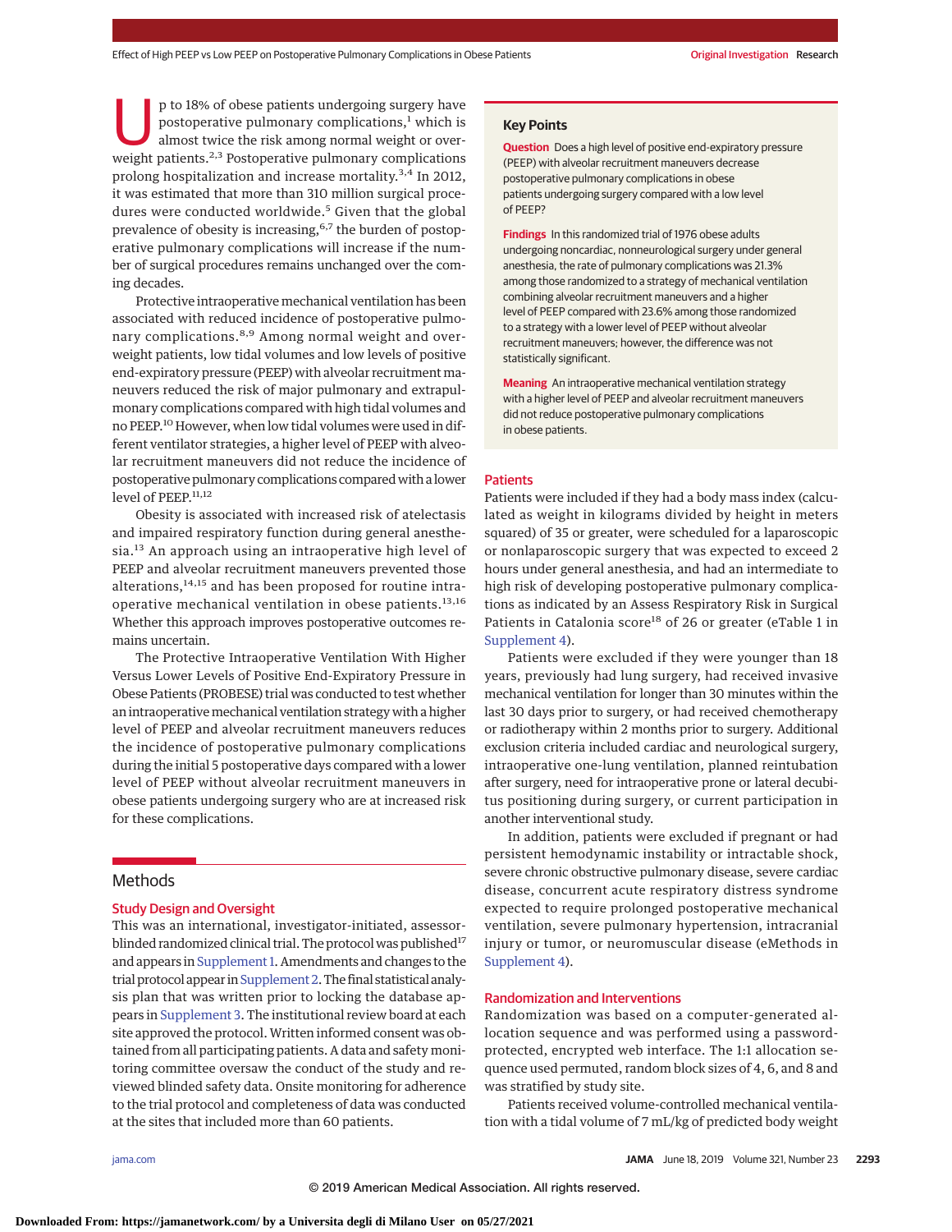Up to 18% of obese patients undergoing surgery have postoperative pulmonary complications,[1] which is almost twice the risk among normal weight or overweight patients.[2,3] Postoperative pulmonary complications prolong hospitalization and increase mortality.[3,4] In 2012, it was estimated that more than 310 million surgical procedures were conducted worldwide.[5] Given that the global prevalence of obesity is increasing,[6,7] the burden of postoperative pulmonary complications will increase if the number of surgical procedures remains unchanged over the coming decades.

Protective intraoperative mechanical ventilation has been associated with reduced incidence of postoperative pulmonary complications.[8,9] Among normal weight and overweight patients, low tidal volumes and low levels of positive end-expiratory pressure (PEEP) with alveolar recruitment maneuvers reduced the risk of major pulmonary and extrapulmonary complications compared with high tidal volumes and no PEEP.[10] However, when low tidal volumes were used in different ventilator strategies, a higher level of PEEP with alveolar recruitment maneuvers did not reduce the incidence of postoperative pulmonary complications compared with a lower level of PEEP.[11,12]

Obesity is associated with increased risk of atelectasis and impaired respiratory function during general anesthesia.[13] An approach using an intraoperative high level of PEEP and alveolar recruitment maneuvers prevented those alterations,[14,15] and has been proposed for routine intraoperative mechanical ventilation in obese patients.[13,16] Whether this approach improves postoperative outcomes remains uncertain.

The Protective Intraoperative Ventilation With Higher Versus Lower Levels of Positive End-Expiratory Pressure in Obese Patients (PROBESE) trial was conducted to test whether an intraoperative mechanical ventilation strategy with a higher level of PEEP and alveolar recruitment maneuvers reduces the incidence of postoperative pulmonary complications during the initial 5 postoperative days compared with a lower level of PEEP without alveolar recruitment maneuvers in obese patients undergoing surgery who are at increased risk for these complications.

**Key Points**

**Question** Does a high level of positive end-expiratory pressure (PEEP) with alveolar recruitment maneuvers decrease postoperative pulmonary complications in obese patients undergoing surgery compared with a low level of PEEP?

**Findings** In this randomized trial of 1976 obese adults undergoing noncardiac, nonneurological surgery under general anesthesia, the rate of pulmonary complications was 21.3% among those randomized to a strategy of mechanical ventilation combining alveolar recruitment maneuvers and a higher level of PEEP compared with 23.6% among those randomized to a strategy with a lower level of PEEP without alveolar recruitment maneuvers; however, the difference was not statistically significant.

**Meaning** An intraoperative mechanical ventilation strategy with a higher level of PEEP and alveolar recruitment maneuvers did not reduce postoperative pulmonary complications in obese patients.

## Methods

### Study Design and Oversight

This was an international, investigator-initiated, assessor-blinded randomized clinical trial. The protocol was published[17] and appears in Supplement 1. Amendments and changes to the trial protocol appear in Supplement 2. The final statistical analysis plan that was written prior to locking the database appears in Supplement 3. The institutional review board at each site approved the protocol. Written informed consent was obtained from all participating patients. A data and safety monitoring committee oversaw the conduct of the study and reviewed blinded safety data. Onsite monitoring for adherence to the trial protocol and completeness of data was conducted at the sites that included more than 60 patients.

### Patients

Patients were included if they had a body mass index (calculated as weight in kilograms divided by height in meters squared) of 35 or greater, were scheduled for a laparoscopic or nonlaparoscopic surgery that was expected to exceed 2 hours under general anesthesia, and had an intermediate to high risk of developing postoperative pulmonary complications as indicated by an Assess Respiratory Risk in Surgical Patients in Catalonia score[18] of 26 or greater (eTable 1 in Supplement 4).

Patients were excluded if they were younger than 18 years, previously had lung surgery, had received invasive mechanical ventilation for longer than 30 minutes within the last 30 days prior to surgery, or had received chemotherapy or radiotherapy within 2 months prior to surgery. Additional exclusion criteria included cardiac and neurological surgery, intraoperative one-lung ventilation, planned reintubation after surgery, need for intraoperative prone or lateral decubitus positioning during surgery, or current participation in another interventional study.

In addition, patients were excluded if pregnant or had persistent hemodynamic instability or intractable shock, severe chronic obstructive pulmonary disease, severe cardiac disease, concurrent acute respiratory distress syndrome expected to require prolonged postoperative mechanical ventilation, severe pulmonary hypertension, intracranial injury or tumor, or neuromuscular disease (eMethods in Supplement 4).

### Randomization and Interventions

Randomization was based on a computer-generated allocation sequence and was performed using a password-protected, encrypted web interface. The 1:1 allocation sequence used permuted, random block sizes of 4, 6, and 8 and was stratified by study site.

Patients received volume-controlled mechanical ventilation with a tidal volume of 7 mL/kg of predicted body weight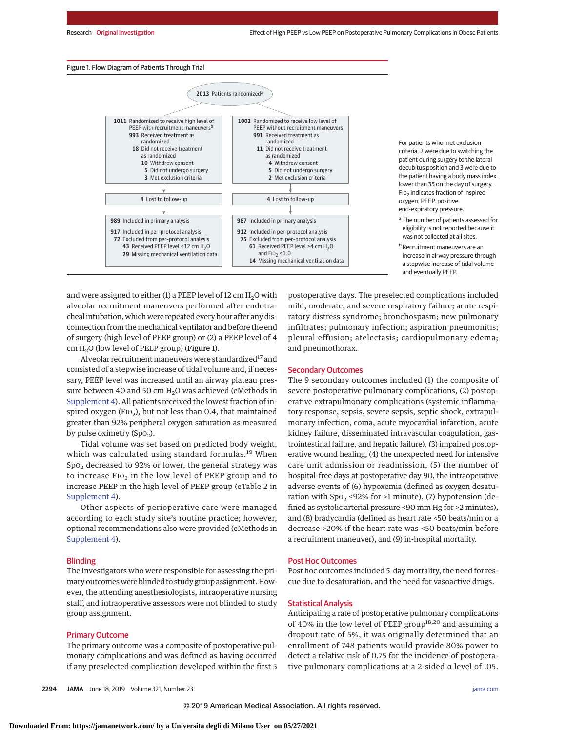Figure 1. Flow Diagram of Patients Through Trial

2013 Patients randomized[a]

| High PEEP group | Low PEEP group |
|---|---|
| 1011 Randomized to receive high level of PEEP with recruitment maneuvers[b] | 1002 Randomized to receive low level of PEEP without recruitment maneuvers |
| 993 Received treatment as randomized | 991 Received treatment as randomized |
| 18 Did not receive treatment as randomized | 11 Did not receive treatment as randomized |
| 10 Withdrew consent | 4 Withdrew consent |
| 5 Did not undergo surgery | 5 Did not undergo surgery |
| 3 Met exclusion criteria | 2 Met exclusion criteria |
| 4 Lost to follow-up | 4 Lost to follow-up |
| 989 Included in primary analysis | 987 Included in primary analysis |
| 917 Included in per-protocol analysis | 912 Included in per-protocol analysis |
| 72 Excluded from per-protocol analysis | 75 Excluded from per-protocol analysis |
| 43 Received PEEP level <12 cm $H_2O$ | 61 Received PEEP level >4 cm $H_2O$ and $FIO_2$ <1.0 |
| 29 Missing mechanical ventilation data | 14 Missing mechanical ventilation data |

For patients who met exclusion criteria, 2 were due to switching the patient during surgery to the lateral decubitus position and 3 were due to the patient having a body mass index lower than 35 on the day of surgery. $FIO_2$ indicates fraction of inspired oxygen; PEEP, positive end-expiratory pressure.

[a] The number of patients assessed for eligibility is not reported because it was not collected at all sites.

[b] Recruitment maneuvers are an increase in airway pressure through a stepwise increase of tidal volume and eventually PEEP.

and were assigned to either (1) a PEEP level of 12 cm $H_2O$ with alveolar recruitment maneuvers performed after endotracheal intubation, which were repeated every hour after any disconnection from the mechanical ventilator and before the end of surgery (high level of PEEP group) or (2) a PEEP level of 4 cm $H_2O$ (low level of PEEP group) (**Figure 1**).

Alveolar recruitment maneuvers were standardized[17] and consisted of a stepwise increase of tidal volume and, if necessary, PEEP level was increased until an airway plateau pressure between 40 and 50 cm $H_2O$ was achieved (eMethods in Supplement 4). All patients received the lowest fraction of inspired oxygen ($FIO_2$), but not less than 0.4, that maintained greater than 92% peripheral oxygen saturation as measured by pulse oximetry ($SpO_2$).

Tidal volume was set based on predicted body weight, which was calculated using standard formulas.[19] When $SpO_2$ decreased to 92% or lower, the general strategy was to increase $FIO_2$ in the low level of PEEP group and to increase PEEP in the high level of PEEP group (eTable 2 in Supplement 4).

Other aspects of perioperative care were managed according to each study site's routine practice; however, optional recommendations also were provided (eMethods in Supplement 4).

## Blinding

The investigators who were responsible for assessing the primary outcomes were blinded to study group assignment. However, the attending anesthesiologists, intraoperative nursing staff, and intraoperative assessors were not blinded to study group assignment.

## Primary Outcome

The primary outcome was a composite of postoperative pulmonary complications and was defined as having occurred if any preselected complication developed within the first 5 postoperative days. The preselected complications included mild, moderate, and severe respiratory failure; acute respiratory distress syndrome; bronchospasm; new pulmonary infiltrates; pulmonary infection; aspiration pneumonitis; pleural effusion; atelectasis; cardiopulmonary edema; and pneumothorax.

## Secondary Outcomes

The 9 secondary outcomes included (1) the composite of severe postoperative pulmonary complications, (2) postoperative extrapulmonary complications (systemic inflammatory response, sepsis, severe sepsis, septic shock, extrapulmonary infection, coma, acute myocardial infarction, acute kidney failure, disseminated intravascular coagulation, gastrointestinal failure, and hepatic failure), (3) impaired postoperative wound healing, (4) the unexpected need for intensive care unit admission or readmission, (5) the number of hospital-free days at postoperative day 90, the intraoperative adverse events of (6) hypoxemia (defined as oxygen desaturation with $SpO_2$ ≤92% for >1 minute), (7) hypotension (defined as systolic arterial pressure <90 mm Hg for >2 minutes), and (8) bradycardia (defined as heart rate <50 beats/min or a decrease >20% if the heart rate was <50 beats/min before a recruitment maneuver), and (9) in-hospital mortality.

## Post Hoc Outcomes

Post hoc outcomes included 5-day mortality, the need for rescue due to desaturation, and the need for vasoactive drugs.

## Statistical Analysis

Anticipating a rate of postoperative pulmonary complications of 40% in the low level of PEEP group[18,20] and assuming a dropout rate of 5%, it was originally determined that an enrollment of 748 patients would provide 80% power to detect a relative risk of 0.75 for the incidence of postoperative pulmonary complications at a 2-sided α level of .05.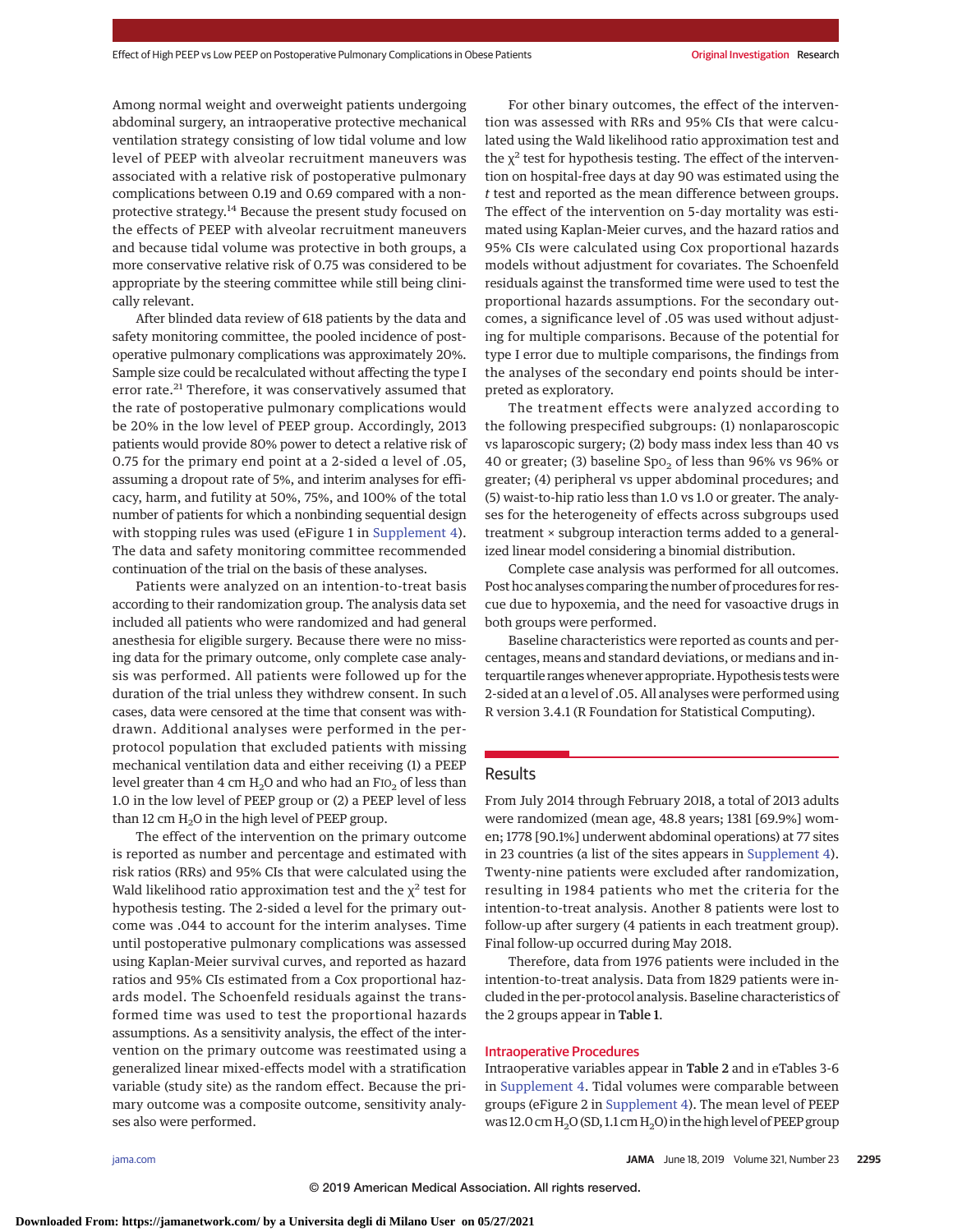Among normal weight and overweight patients undergoing abdominal surgery, an intraoperative protective mechanical ventilation strategy consisting of low tidal volume and low level of PEEP with alveolar recruitment maneuvers was associated with a relative risk of postoperative pulmonary complications between 0.19 and 0.69 compared with a nonprotective strategy.[14] Because the present study focused on the effects of PEEP with alveolar recruitment maneuvers and because tidal volume was protective in both groups, a more conservative relative risk of 0.75 was considered to be appropriate by the steering committee while still being clinically relevant.

After blinded data review of 618 patients by the data and safety monitoring committee, the pooled incidence of postoperative pulmonary complications was approximately 20%. Sample size could be recalculated without affecting the type I error rate.[21] Therefore, it was conservatively assumed that the rate of postoperative pulmonary complications would be 20% in the low level of PEEP group. Accordingly, 2013 patients would provide 80% power to detect a relative risk of 0.75 for the primary end point at a 2-sided α level of .05, assuming a dropout rate of 5%, and interim analyses for efficacy, harm, and futility at 50%, 75%, and 100% of the total number of patients for which a nonbinding sequential design with stopping rules was used (eFigure 1 in Supplement 4). The data and safety monitoring committee recommended continuation of the trial on the basis of these analyses.

Patients were analyzed on an intention-to-treat basis according to their randomization group. The analysis data set included all patients who were randomized and had general anesthesia for eligible surgery. Because there were no missing data for the primary outcome, only complete case analysis was performed. All patients were followed up for the duration of the trial unless they withdrew consent. In such cases, data were censored at the time that consent was withdrawn. Additional analyses were performed in the per-protocol population that excluded patients with missing mechanical ventilation data and either receiving (1) a PEEP level greater than 4 cm $H_2O$ and who had an $FIO_2$ of less than 1.0 in the low level of PEEP group or (2) a PEEP level of less than 12 cm $H_2O$ in the high level of PEEP group.

The effect of the intervention on the primary outcome is reported as number and percentage and estimated with risk ratios (RRs) and 95% CIs that were calculated using the Wald likelihood ratio approximation test and the $\chi^2$ test for hypothesis testing. The 2-sided α level for the primary outcome was .044 to account for the interim analyses. Time until postoperative pulmonary complications was assessed using Kaplan-Meier survival curves, and reported as hazard ratios and 95% CIs estimated from a Cox proportional hazards model. The Schoenfeld residuals against the transformed time was used to test the proportional hazards assumptions. As a sensitivity analysis, the effect of the intervention on the primary outcome was reestimated using a generalized linear mixed-effects model with a stratification variable (study site) as the random effect. Because the primary outcome was a composite outcome, sensitivity analyses also were performed.

For other binary outcomes, the effect of the intervention was assessed with RRs and 95% CIs that were calculated using the Wald likelihood ratio approximation test and the $\chi^2$ test for hypothesis testing. The effect of the intervention on hospital-free days at day 90 was estimated using the *t* test and reported as the mean difference between groups. The effect of the intervention on 5-day mortality was estimated using Kaplan-Meier curves, and the hazard ratios and 95% CIs were calculated using Cox proportional hazards models without adjustment for covariates. The Schoenfeld residuals against the transformed time were used to test the proportional hazards assumptions. For the secondary outcomes, a significance level of .05 was used without adjusting for multiple comparisons. Because of the potential for type I error due to multiple comparisons, the findings from the analyses of the secondary end points should be interpreted as exploratory.

The treatment effects were analyzed according to the following prespecified subgroups: (1) nonlaparoscopic vs laparoscopic surgery; (2) body mass index less than 40 vs 40 or greater; (3) baseline $SpO_2$ of less than 96% vs 96% or greater; (4) peripheral vs upper abdominal procedures; and (5) waist-to-hip ratio less than 1.0 vs 1.0 or greater. The analyses for the heterogeneity of effects across subgroups used treatment × subgroup interaction terms added to a generalized linear model considering a binomial distribution.

Complete case analysis was performed for all outcomes. Post hoc analyses comparing the number of procedures for rescue due to hypoxemia, and the need for vasoactive drugs in both groups were performed.

Baseline characteristics were reported as counts and percentages, means and standard deviations, or medians and interquartile ranges whenever appropriate. Hypothesis tests were 2-sided at an α level of .05. All analyses were performed using R version 3.4.1 (R Foundation for Statistical Computing).

## Results

From July 2014 through February 2018, a total of 2013 adults were randomized (mean age, 48.8 years; 1381 [69.9%] women; 1778 [90.1%] underwent abdominal operations) at 77 sites in 23 countries (a list of the sites appears in Supplement 4). Twenty-nine patients were excluded after randomization, resulting in 1984 patients who met the criteria for the intention-to-treat analysis. Another 8 patients were lost to follow-up after surgery (4 patients in each treatment group). Final follow-up occurred during May 2018.

Therefore, data from 1976 patients were included in the intention-to-treat analysis. Data from 1829 patients were included in the per-protocol analysis. Baseline characteristics of the 2 groups appear in **Table 1**.

### Intraoperative Procedures

Intraoperative variables appear in **Table 2** and in eTables 3-6 in Supplement 4. Tidal volumes were comparable between groups (eFigure 2 in Supplement 4). The mean level of PEEP was 12.0 cm $H_2O$ (SD, 1.1 cm $H_2O$) in the high level of PEEP group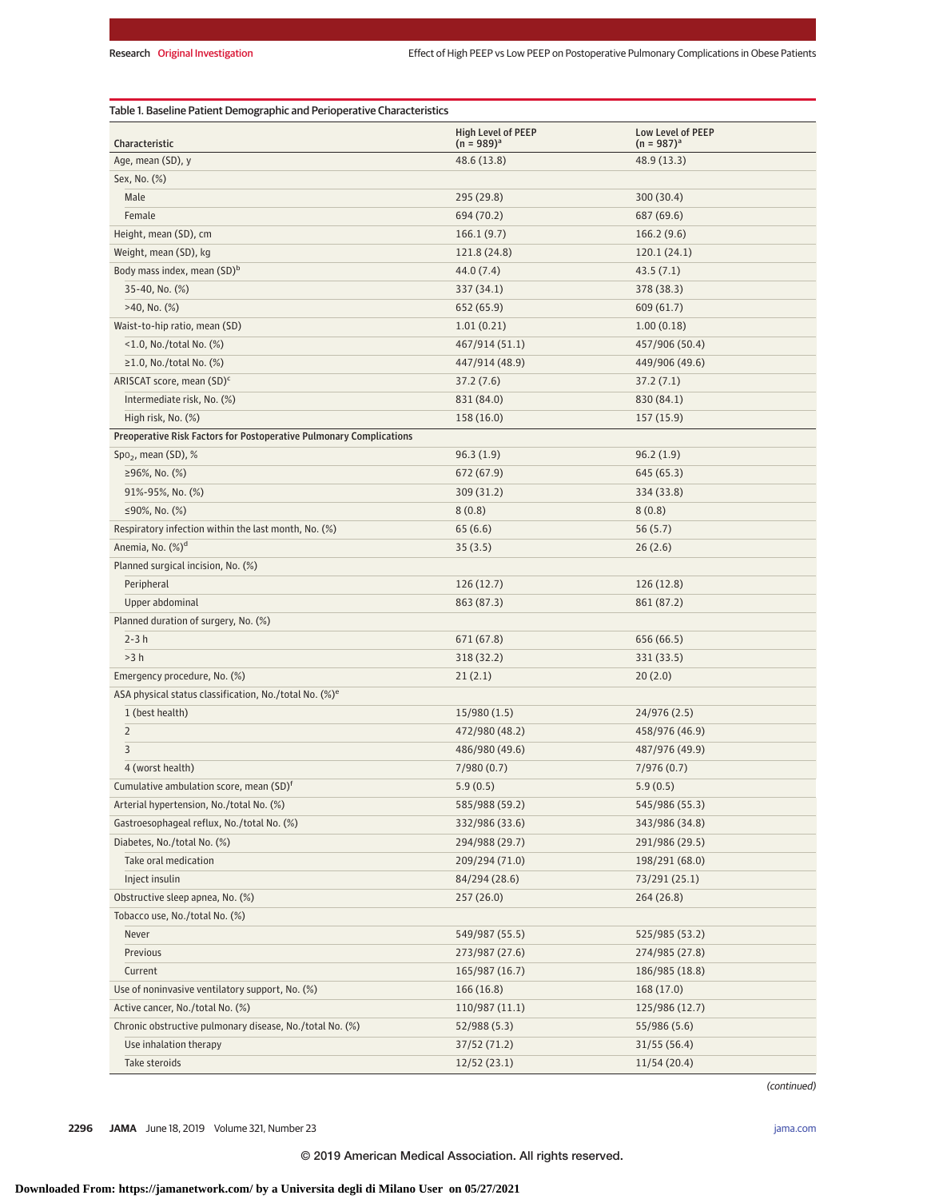Table 1. Baseline Patient Demographic and Perioperative Characteristics

| Characteristic | High Level of PEEP (n = 989)[a] | Low Level of PEEP (n = 987)[a] |
|---|---|---|
| Age, mean (SD), y | 48.6 (13.8) | 48.9 (13.3) |
| Sex, No. (%) | | |
| Male | 295 (29.8) | 300 (30.4) |
| Female | 694 (70.2) | 687 (69.6) |
| Height, mean (SD), cm | 166.1 (9.7) | 166.2 (9.6) |
| Weight, mean (SD), kg | 121.8 (24.8) | 120.1 (24.1) |
| Body mass index, mean (SD)[b] | 44.0 (7.4) | 43.5 (7.1) |
| 35-40, No. (%) | 337 (34.1) | 378 (38.3) |
| >40, No. (%) | 652 (65.9) | 609 (61.7) |
| Waist-to-hip ratio, mean (SD) | 1.01 (0.21) | 1.00 (0.18) |
| <1.0, No./total No. (%) | 467/914 (51.1) | 457/906 (50.4) |
| ≥1.0, No./total No. (%) | 447/914 (48.9) | 449/906 (49.6) |
| ARISCAT score, mean (SD)[c] | 37.2 (7.6) | 37.2 (7.1) |
| Intermediate risk, No. (%) | 831 (84.0) | 830 (84.1) |
| High risk, No. (%) | 158 (16.0) | 157 (15.9) |
| **Preoperative Risk Factors for Postoperative Pulmonary Complications** | | |
| $Spo_2$, mean (SD), % | 96.3 (1.9) | 96.2 (1.9) |
| ≥96%, No. (%) | 672 (67.9) | 645 (65.3) |
| 91%-95%, No. (%) | 309 (31.2) | 334 (33.8) |
| ≤90%, No. (%) | 8 (0.8) | 8 (0.8) |
| Respiratory infection within the last month, No. (%) | 65 (6.6) | 56 (5.7) |
| Anemia, No. (%)[d] | 35 (3.5) | 26 (2.6) |
| Planned surgical incision, No. (%) | | |
| Peripheral | 126 (12.7) | 126 (12.8) |
| Upper abdominal | 863 (87.3) | 861 (87.2) |
| Planned duration of surgery, No. (%) | | |
| 2-3 h | 671 (67.8) | 656 (66.5) |
| >3 h | 318 (32.2) | 331 (33.5) |
| Emergency procedure, No. (%) | 21 (2.1) | 20 (2.0) |
| ASA physical status classification, No./total No. (%)[e] | | |
| 1 (best health) | 15/980 (1.5) | 24/976 (2.5) |
| 2 | 472/980 (48.2) | 458/976 (46.9) |
| 3 | 486/980 (49.6) | 487/976 (49.9) |
| 4 (worst health) | 7/980 (0.7) | 7/976 (0.7) |
| Cumulative ambulation score, mean (SD)[f] | 5.9 (0.5) | 5.9 (0.5) |
| Arterial hypertension, No./total No. (%) | 585/988 (59.2) | 545/986 (55.3) |
| Gastroesophageal reflux, No./total No. (%) | 332/986 (33.6) | 343/986 (34.8) |
| Diabetes, No./total No. (%) | 294/988 (29.7) | 291/986 (29.5) |
| Take oral medication | 209/294 (71.0) | 198/291 (68.0) |
| Inject insulin | 84/294 (28.6) | 73/291 (25.1) |
| Obstructive sleep apnea, No. (%) | 257 (26.0) | 264 (26.8) |
| Tobacco use, No./total No. (%) | | |
| Never | 549/987 (55.5) | 525/985 (53.2) |
| Previous | 273/987 (27.6) | 274/985 (27.8) |
| Current | 165/987 (16.7) | 186/985 (18.8) |
| Use of noninvasive ventilatory support, No. (%) | 166 (16.8) | 168 (17.0) |
| Active cancer, No./total No. (%) | 110/987 (11.1) | 125/986 (12.7) |
| Chronic obstructive pulmonary disease, No./total No. (%) | 52/988 (5.3) | 55/986 (5.6) |
| Use inhalation therapy | 37/52 (71.2) | 31/55 (56.4) |
| Take steroids | 12/52 (23.1) | 11/54 (20.4) |

(continued)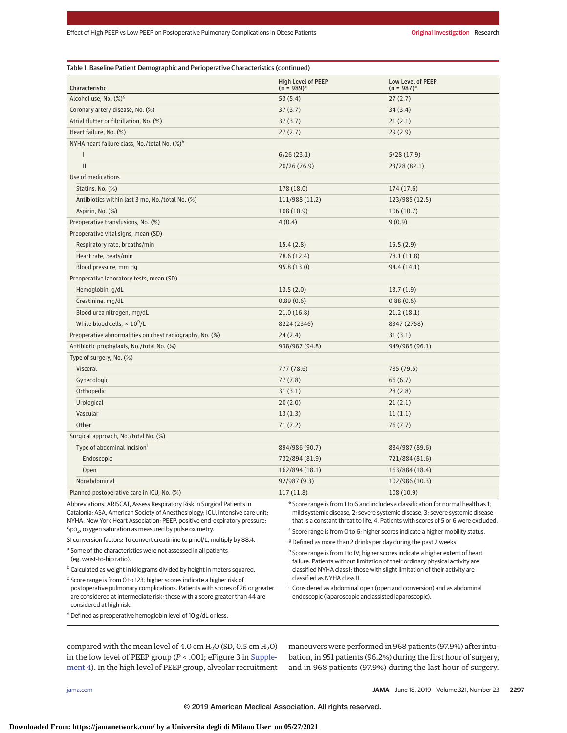Table 1. Baseline Patient Demographic and Perioperative Characteristics (continued)

| Characteristic | High Level of PEEP (n = 989)[a] | Low Level of PEEP (n = 987)[a] |
|---|---|---|
| Alcohol use, No. (%)[g] | 53 (5.4) | 27 (2.7) |
| Coronary artery disease, No. (%) | 37 (3.7) | 34 (3.4) |
| Atrial flutter or fibrillation, No. (%) | 37 (3.7) | 21 (2.1) |
| Heart failure, No. (%) | 27 (2.7) | 29 (2.9) |
| NYHA heart failure class, No./total No. (%)[h] | | |
| I | 6/26 (23.1) | 5/28 (17.9) |
| II | 20/26 (76.9) | 23/28 (82.1) |
| Use of medications | | |
| Statins, No. (%) | 178 (18.0) | 174 (17.6) |
| Antibiotics within last 3 mo, No./total No. (%) | 111/988 (11.2) | 123/985 (12.5) |
| Aspirin, No. (%) | 108 (10.9) | 106 (10.7) |
| Preoperative transfusions, No. (%) | 4 (0.4) | 9 (0.9) |
| Preoperative vital signs, mean (SD) | | |
| Respiratory rate, breaths/min | 15.4 (2.8) | 15.5 (2.9) |
| Heart rate, beats/min | 78.6 (12.4) | 78.1 (11.8) |
| Blood pressure, mm Hg | 95.8 (13.0) | 94.4 (14.1) |
| Preoperative laboratory tests, mean (SD) | | |
| Hemoglobin, g/dL | 13.5 (2.0) | 13.7 (1.9) |
| Creatinine, mg/dL | 0.89 (0.6) | 0.88 (0.6) |
| Blood urea nitrogen, mg/dL | 21.0 (16.8) | 21.2 (18.1) |
| White blood cells, $\times 10^9$/L | 8224 (2346) | 8347 (2758) |
| Preoperative abnormalities on chest radiography, No. (%) | 24 (2.4) | 31 (3.1) |
| Antibiotic prophylaxis, No./total No. (%) | 938/987 (94.8) | 949/985 (96.1) |
| Type of surgery, No. (%) | | |
| Visceral | 777 (78.6) | 785 (79.5) |
| Gynecologic | 77 (7.8) | 66 (6.7) |
| Orthopedic | 31 (3.1) | 28 (2.8) |
| Urological | 20 (2.0) | 21 (2.1) |
| Vascular | 13 (1.3) | 11 (1.1) |
| Other | 71 (7.2) | 76 (7.7) |
| Surgical approach, No./total No. (%) | | |
| Type of abdominal incision[i] | 894/986 (90.7) | 884/987 (89.6) |
| Endoscopic | 732/894 (81.9) | 721/884 (81.6) |
| Open | 162/894 (18.1) | 163/884 (18.4) |
| Nonabdominal | 92/987 (9.3) | 102/986 (10.3) |
| Planned postoperative care in ICU, No. (%) | 117 (11.8) | 108 (10.9) |

Abbreviations: ARISCAT, Assess Respiratory Risk in Surgical Patients in Catalonia; ASA, American Society of Anesthesiology; ICU, intensive care unit; NYHA, New York Heart Association; PEEP, positive end-expiratory pressure; $SpO_2$, oxygen saturation as measured by pulse oximetry.

SI conversion factors: To convert creatinine to μmol/L, multiply by 88.4.

[a] Some of the characteristics were not assessed in all patients (eg, waist-to-hip ratio).

[b] Calculated as weight in kilograms divided by height in meters squared.

[c] Score range is from 0 to 123; higher scores indicate a higher risk of postoperative pulmonary complications. Patients with scores of 26 or greater are considered at intermediate risk; those with a score greater than 44 are considered at high risk.

[d] Defined as preoperative hemoglobin level of 10 g/dL or less.

[e] Score range is from 1 to 6 and includes a classification for normal health as 1; mild systemic disease, 2; severe systemic disease, 3; severe systemic disease that is a constant threat to life, 4. Patients with scores of 5 or 6 were excluded.

[f] Score range is from 0 to 6; higher scores indicate a higher mobility status.

[g] Defined as more than 2 drinks per day during the past 2 weeks.

[h] Score range is from I to IV; higher scores indicate a higher extent of heart failure. Patients without limitation of their ordinary physical activity are classified NYHA class I; those with slight limitation of their activity are classified as NYHA class II.

[i] Considered as abdominal open (open and conversion) and as abdominal endoscopic (laparoscopic and assisted laparoscopic).

compared with the mean level of 4.0 cm $H_2O$ (SD, 0.5 cm $H_2O$) in the low level of PEEP group ($P < .001$; eFigure 3 in Supplement 4). In the high level of PEEP group, alveolar recruitment maneuvers were performed in 968 patients (97.9%) after intubation, in 951 patients (96.2%) during the first hour of surgery, and in 968 patients (97.9%) during the last hour of surgery.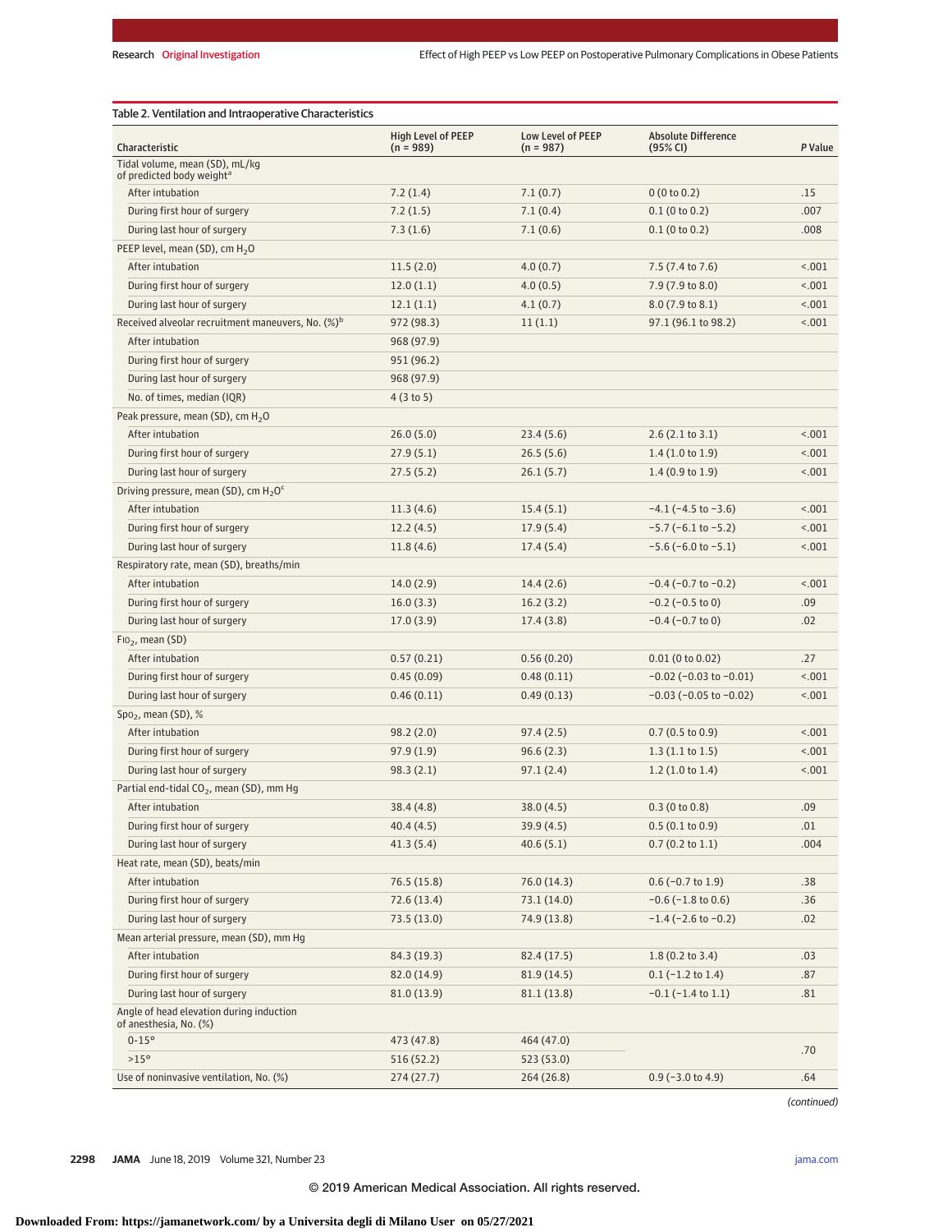Table 2. Ventilation and Intraoperative Characteristics

| Characteristic | High Level of PEEP (n = 989) | Low Level of PEEP (n = 987) | Absolute Difference (95% CI) | P Value |
|---|---|---|---|---|
| Tidal volume, mean (SD), mL/kg of predicted body weight[a] | | | | |
| After intubation | 7.2 (1.4) | 7.1 (0.7) | 0 (0 to 0.2) | .15 |
| During first hour of surgery | 7.2 (1.5) | 7.1 (0.4) | 0.1 (0 to 0.2) | .007 |
| During last hour of surgery | 7.3 (1.6) | 7.1 (0.6) | 0.1 (0 to 0.2) | .008 |
| PEEP level, mean (SD), cm $H_2O$ | | | | |
| After intubation | 11.5 (2.0) | 4.0 (0.7) | 7.5 (7.4 to 7.6) | <.001 |
| During first hour of surgery | 12.0 (1.1) | 4.0 (0.5) | 7.9 (7.9 to 8.0) | <.001 |
| During last hour of surgery | 12.1 (1.1) | 4.1 (0.7) | 8.0 (7.9 to 8.1) | <.001 |
| Received alveolar recruitment maneuvers, No. (%)[b] | 972 (98.3) | 11 (1.1) | 97.1 (96.1 to 98.2) | <.001 |
| After intubation | 968 (97.9) | | | |
| During first hour of surgery | 951 (96.2) | | | |
| During last hour of surgery | 968 (97.9) | | | |
| No. of times, median (IQR) | 4 (3 to 5) | | | |
| Peak pressure, mean (SD), cm $H_2O$ | | | | |
| After intubation | 26.0 (5.0) | 23.4 (5.6) | 2.6 (2.1 to 3.1) | <.001 |
| During first hour of surgery | 27.9 (5.1) | 26.5 (5.6) | 1.4 (1.0 to 1.9) | <.001 |
| During last hour of surgery | 27.5 (5.2) | 26.1 (5.7) | 1.4 (0.9 to 1.9) | <.001 |
| Driving pressure, mean (SD), cm $H_2O$[c] | | | | |
| After intubation | 11.3 (4.6) | 15.4 (5.1) | −4.1 (−4.5 to −3.6) | <.001 |
| During first hour of surgery | 12.2 (4.5) | 17.9 (5.4) | −5.7 (−6.1 to −5.2) | <.001 |
| During last hour of surgery | 11.8 (4.6) | 17.4 (5.4) | −5.6 (−6.0 to −5.1) | <.001 |
| Respiratory rate, mean (SD), breaths/min | | | | |
| After intubation | 14.0 (2.9) | 14.4 (2.6) | −0.4 (−0.7 to −0.2) | <.001 |
| During first hour of surgery | 16.0 (3.3) | 16.2 (3.2) | −0.2 (−0.5 to 0) | .09 |
| During last hour of surgery | 17.0 (3.9) | 17.4 (3.8) | −0.4 (−0.7 to 0) | .02 |
| $FIO_2$, mean (SD) | | | | |
| After intubation | 0.57 (0.21) | 0.56 (0.20) | 0.01 (0 to 0.02) | .27 |
| During first hour of surgery | 0.45 (0.09) | 0.48 (0.11) | −0.02 (−0.03 to −0.01) | <.001 |
| During last hour of surgery | 0.46 (0.11) | 0.49 (0.13) | −0.03 (−0.05 to −0.02) | <.001 |
| $SpO_2$, mean (SD), % | | | | |
| After intubation | 98.2 (2.0) | 97.4 (2.5) | 0.7 (0.5 to 0.9) | <.001 |
| During first hour of surgery | 97.9 (1.9) | 96.6 (2.3) | 1.3 (1.1 to 1.5) | <.001 |
| During last hour of surgery | 98.3 (2.1) | 97.1 (2.4) | 1.2 (1.0 to 1.4) | <.001 |
| Partial end-tidal $CO_2$, mean (SD), mm Hg | | | | |
| After intubation | 38.4 (4.8) | 38.0 (4.5) | 0.3 (0 to 0.8) | .09 |
| During first hour of surgery | 40.4 (4.5) | 39.9 (4.5) | 0.5 (0.1 to 0.9) | .01 |
| During last hour of surgery | 41.3 (5.4) | 40.6 (5.1) | 0.7 (0.2 to 1.1) | .004 |
| Heat rate, mean (SD), beats/min | | | | |
| After intubation | 76.5 (15.8) | 76.0 (14.3) | 0.6 (−0.7 to 1.9) | .38 |
| During first hour of surgery | 72.6 (13.4) | 73.1 (14.0) | −0.6 (−1.8 to 0.6) | .36 |
| During last hour of surgery | 73.5 (13.0) | 74.9 (13.8) | −1.4 (−2.6 to −0.2) | .02 |
| Mean arterial pressure, mean (SD), mm Hg | | | | |
| After intubation | 84.3 (19.3) | 82.4 (17.5) | 1.8 (0.2 to 3.4) | .03 |
| During first hour of surgery | 82.0 (14.9) | 81.9 (14.5) | 0.1 (−1.2 to 1.4) | .87 |
| During last hour of surgery | 81.0 (13.9) | 81.1 (13.8) | −0.1 (−1.4 to 1.1) | .81 |
| Angle of head elevation during induction of anesthesia, No. (%) | | | | |
| 0-15° | 473 (47.8) | 464 (47.0) | | .70 |
| >15° | 516 (52.2) | 523 (53.0) | | |
| Use of noninvasive ventilation, No. (%) | 274 (27.7) | 264 (26.8) | 0.9 (−3.0 to 4.9) | .64 |

(continued)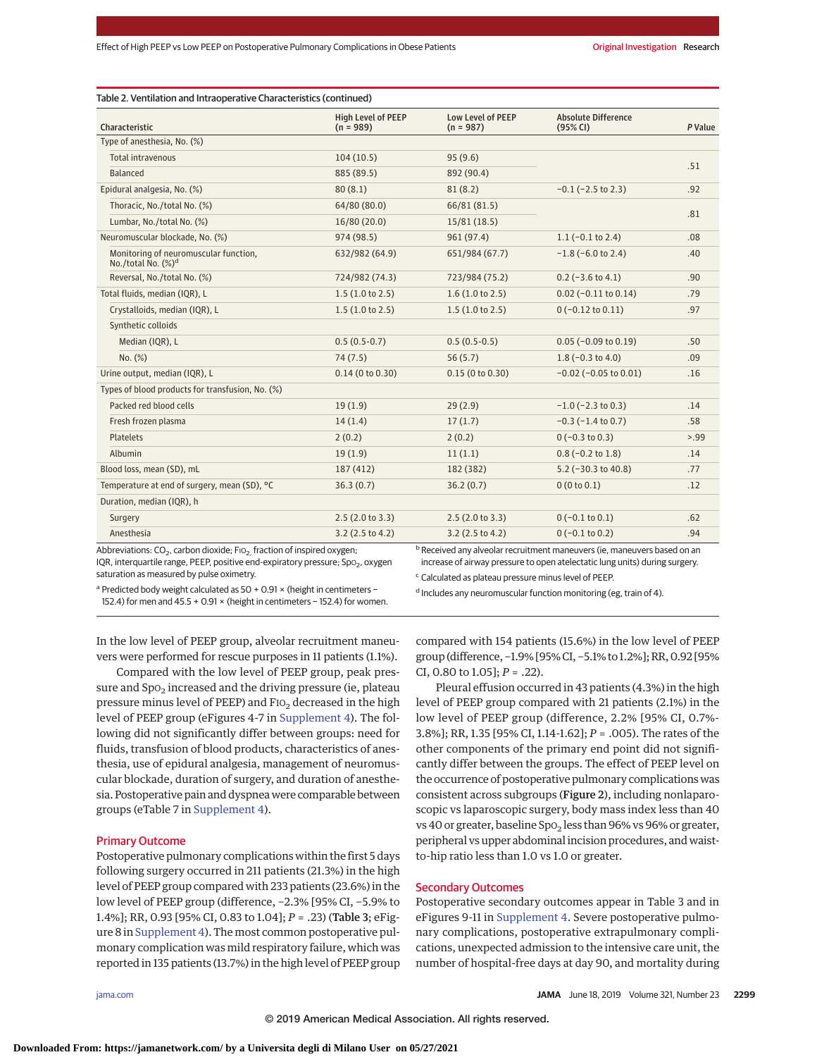Table 2. Ventilation and Intraoperative Characteristics (continued)

| Characteristic | High Level of PEEP (n = 989) | Low Level of PEEP (n = 987) | Absolute Difference (95% CI) | P Value |
|---|---|---|---|---|
| Type of anesthesia, No. (%) | | | | |
| Total intravenous | 104 (10.5) | 95 (9.6) | | .51 |
| Balanced | 885 (89.5) | 892 (90.4) | | |
| Epidural analgesia, No. (%) | 80 (8.1) | 81 (8.2) | −0.1 (−2.5 to 2.3) | .92 |
| Thoracic, No./total No. (%) | 64/80 (80.0) | 66/81 (81.5) | | .81 |
| Lumbar, No./total No. (%) | 16/80 (20.0) | 15/81 (18.5) | | |
| Neuromuscular blockade, No. (%) | 974 (98.5) | 961 (97.4) | 1.1 (−0.1 to 2.4) | .08 |
| Monitoring of neuromuscular function, No./total No. (%)[d] | 632/982 (64.9) | 651/984 (67.7) | −1.8 (−6.0 to 2.4) | .40 |
| Reversal, No./total No. (%) | 724/982 (74.3) | 723/984 (75.2) | 0.2 (−3.6 to 4.1) | .90 |
| Total fluids, median (IQR), L | 1.5 (1.0 to 2.5) | 1.6 (1.0 to 2.5) | 0.02 (−0.11 to 0.14) | .79 |
| Crystalloids, median (IQR), L | 1.5 (1.0 to 2.5) | 1.5 (1.0 to 2.5) | 0 (−0.12 to 0.11) | .97 |
| Synthetic colloids | | | | |
| Median (IQR), L | 0.5 (0.5-0.7) | 0.5 (0.5-0.5) | 0.05 (−0.09 to 0.19) | .50 |
| No. (%) | 74 (7.5) | 56 (5.7) | 1.8 (−0.3 to 4.0) | .09 |
| Urine output, median (IQR), L | 0.14 (0 to 0.30) | 0.15 (0 to 0.30) | −0.02 (−0.05 to 0.01) | .16 |
| Types of blood products for transfusion, No. (%) | | | | |
| Packed red blood cells | 19 (1.9) | 29 (2.9) | −1.0 (−2.3 to 0.3) | .14 |
| Fresh frozen plasma | 14 (1.4) | 17 (1.7) | −0.3 (−1.4 to 0.7) | .58 |
| Platelets | 2 (0.2) | 2 (0.2) | 0 (−0.3 to 0.3) | >.99 |
| Albumin | 19 (1.9) | 11 (1.1) | 0.8 (−0.2 to 1.8) | .14 |
| Blood loss, mean (SD), mL | 187 (412) | 182 (382) | 5.2 (−30.3 to 40.8) | .77 |
| Temperature at end of surgery, mean (SD), °C | 36.3 (0.7) | 36.2 (0.7) | 0 (0 to 0.1) | .12 |
| Duration, median (IQR), h | | | | |
| Surgery | 2.5 (2.0 to 3.3) | 2.5 (2.0 to 3.3) | 0 (−0.1 to 0.1) | .62 |
| Anesthesia | 3.2 (2.5 to 4.2) | 3.2 (2.5 to 4.2) | 0 (−0.1 to 0.2) | .94 |

Abbreviations: $CO_2$, carbon dioxide; $FIO_2$, fraction of inspired oxygen; IQR, interquartile range, PEEP, positive end-expiratory pressure; $SpO_2$, oxygen saturation as measured by pulse oximetry.

[a] Predicted body weight calculated as 50 + 0.91 × (height in centimeters − 152.4) for men and 45.5 + 0.91 × (height in centimeters − 152.4) for women.

[b] Received any alveolar recruitment maneuvers (ie, maneuvers based on an increase of airway pressure to open atelectatic lung units) during surgery.

[c] Calculated as plateau pressure minus level of PEEP.

[d] Includes any neuromuscular function monitoring (eg, train of 4).

In the low level of PEEP group, alveolar recruitment maneuvers were performed for rescue purposes in 11 patients (1.1%).

Compared with the low level of PEEP group, peak pressure and $SpO_2$ increased and the driving pressure (ie, plateau pressure minus level of PEEP) and $FIO_2$ decreased in the high level of PEEP group (eFigures 4-7 in Supplement 4). The following did not significantly differ between groups: need for fluids, transfusion of blood products, characteristics of anesthesia, use of epidural analgesia, management of neuromuscular blockade, duration of surgery, and duration of anesthesia. Postoperative pain and dyspnea were comparable between groups (eTable 7 in Supplement 4).

## Primary Outcome

Postoperative pulmonary complications within the first 5 days following surgery occurred in 211 patients (21.3%) in the high level of PEEP group compared with 233 patients (23.6%) in the low level of PEEP group (difference, −2.3% [95% CI, −5.9% to 1.4%]; RR, 0.93 [95% CI, 0.83 to 1.04]; $P = .23$) (Table 3; eFigure 8 in Supplement 4). The most common postoperative pulmonary complication was mild respiratory failure, which was reported in 135 patients (13.7%) in the high level of PEEP group compared with 154 patients (15.6%) in the low level of PEEP group (difference, −1.9% [95% CI, −5.1% to 1.2%]; RR, 0.92 [95% CI, 0.80 to 1.05]; $P = .22$).

Pleural effusion occurred in 43 patients (4.3%) in the high level of PEEP group compared with 21 patients (2.1%) in the low level of PEEP group (difference, 2.2% [95% CI, 0.7%-3.8%]; RR, 1.35 [95% CI, 1.14-1.62]; $P = .005$). The rates of the other components of the primary end point did not significantly differ between the groups. The effect of PEEP level on the occurrence of postoperative pulmonary complications was consistent across subgroups (Figure 2), including nonlaparoscopic vs laparoscopic surgery, body mass index less than 40 vs 40 or greater, baseline $SpO_2$ less than 96% vs 96% or greater, peripheral vs upper abdominal incision procedures, and waist-to-hip ratio less than 1.0 vs 1.0 or greater.

## Secondary Outcomes

Postoperative secondary outcomes appear in Table 3 and in eFigures 9-11 in Supplement 4. Severe postoperative pulmonary complications, postoperative extrapulmonary complications, unexpected admission to the intensive care unit, the number of hospital-free days at day 90, and mortality during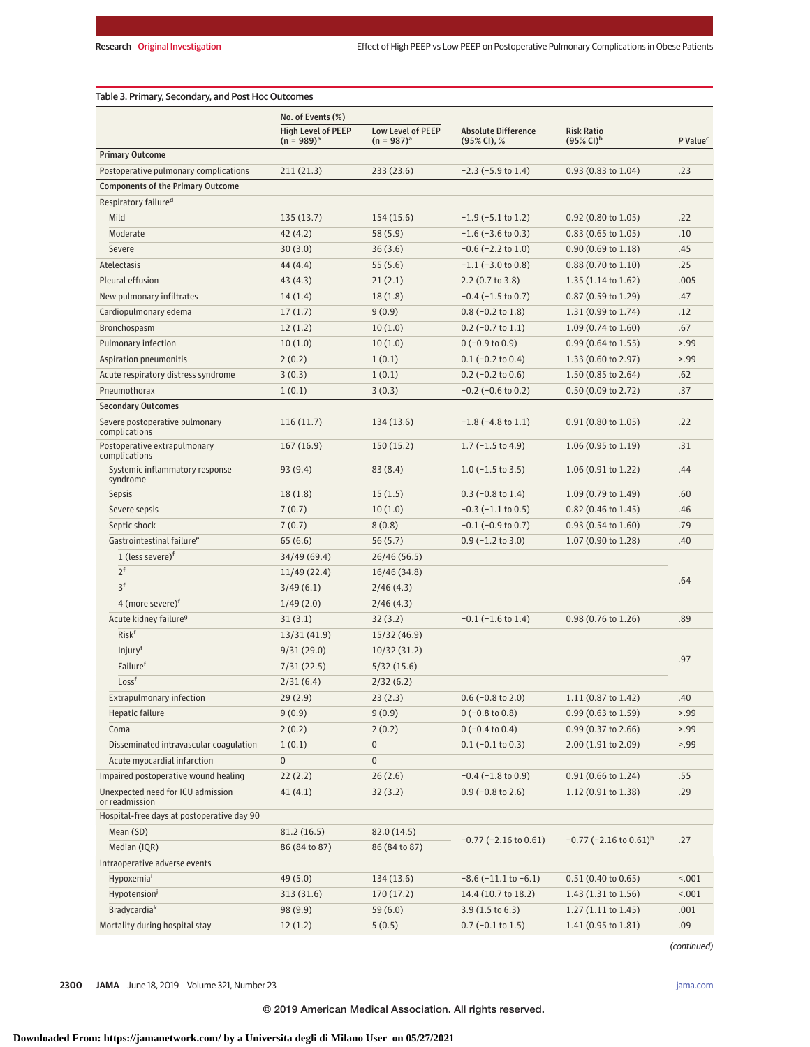Table 3. Primary, Secondary, and Post Hoc Outcomes

| | No. of Events (%) | | | | |
|---|---|---|---|---|---|
| | High Level of PEEP (n = 989)[a] | Low Level of PEEP (n = 987)[a] | Absolute Difference (95% CI), % | Risk Ratio (95% CI)[b] | *P* Value[c] |
| **Primary Outcome** | | | | | |
| Postoperative pulmonary complications | 211 (21.3) | 233 (23.6) | −2.3 (−5.9 to 1.4) | 0.93 (0.83 to 1.04) | .23 |
| **Components of the Primary Outcome** | | | | | |
| Respiratory failure[d] | | | | | |
| Mild | 135 (13.7) | 154 (15.6) | −1.9 (−5.1 to 1.2) | 0.92 (0.80 to 1.05) | .22 |
| Moderate | 42 (4.2) | 58 (5.9) | −1.6 (−3.6 to 0.3) | 0.83 (0.65 to 1.05) | .10 |
| Severe | 30 (3.0) | 36 (3.6) | −0.6 (−2.2 to 1.0) | 0.90 (0.69 to 1.18) | .45 |
| Atelectasis | 44 (4.4) | 55 (5.6) | −1.1 (−3.0 to 0.8) | 0.88 (0.70 to 1.10) | .25 |
| Pleural effusion | 43 (4.3) | 21 (2.1) | 2.2 (0.7 to 3.8) | 1.35 (1.14 to 1.62) | .005 |
| New pulmonary infiltrates | 14 (1.4) | 18 (1.8) | −0.4 (−1.5 to 0.7) | 0.87 (0.59 to 1.29) | .47 |
| Cardiopulmonary edema | 17 (1.7) | 9 (0.9) | 0.8 (−0.2 to 1.8) | 1.31 (0.99 to 1.74) | .12 |
| Bronchospasm | 12 (1.2) | 10 (1.0) | 0.2 (−0.7 to 1.1) | 1.09 (0.74 to 1.60) | .67 |
| Pulmonary infection | 10 (1.0) | 10 (1.0) | 0 (−0.9 to 0.9) | 0.99 (0.64 to 1.55) | >.99 |
| Aspiration pneumonitis | 2 (0.2) | 1 (0.1) | 0.1 (−0.2 to 0.4) | 1.33 (0.60 to 2.97) | >.99 |
| Acute respiratory distress syndrome | 3 (0.3) | 1 (0.1) | 0.2 (−0.2 to 0.6) | 1.50 (0.85 to 2.64) | .62 |
| Pneumothorax | 1 (0.1) | 3 (0.3) | −0.2 (−0.6 to 0.2) | 0.50 (0.09 to 2.72) | .37 |
| **Secondary Outcomes** | | | | | |
| Severe postoperative pulmonary complications | 116 (11.7) | 134 (13.6) | −1.8 (−4.8 to 1.1) | 0.91 (0.80 to 1.05) | .22 |
| Postoperative extrapulmonary complications | 167 (16.9) | 150 (15.2) | 1.7 (−1.5 to 4.9) | 1.06 (0.95 to 1.19) | .31 |
| Systemic inflammatory response syndrome | 93 (9.4) | 83 (8.4) | 1.0 (−1.5 to 3.5) | 1.06 (0.91 to 1.22) | .44 |
| Sepsis | 18 (1.8) | 15 (1.5) | 0.3 (−0.8 to 1.4) | 1.09 (0.79 to 1.49) | .60 |
| Severe sepsis | 7 (0.7) | 10 (1.0) | −0.3 (−1.1 to 0.5) | 0.82 (0.46 to 1.45) | .46 |
| Septic shock | 7 (0.7) | 8 (0.8) | −0.1 (−0.9 to 0.7) | 0.93 (0.54 to 1.60) | .79 |
| Gastrointestinal failure[e] | 65 (6.6) | 56 (5.7) | 0.9 (−1.2 to 3.0) | 1.07 (0.90 to 1.28) | .40 |
| 1 (less severe)[f] | 34/49 (69.4) | 26/46 (56.5) | | | .64 |
| 2[f] | 11/49 (22.4) | 16/46 (34.8) | | | |
| 3[f] | 3/49 (6.1) | 2/46 (4.3) | | | |
| 4 (more severe)[f] | 1/49 (2.0) | 2/46 (4.3) | | | |
| Acute kidney failure[g] | 31 (3.1) | 32 (3.2) | −0.1 (−1.6 to 1.4) | 0.98 (0.76 to 1.26) | .89 |
| Risk[f] | 13/31 (41.9) | 15/32 (46.9) | | | .97 |
| Injury[f] | 9/31 (29.0) | 10/32 (31.2) | | | |
| Failure[f] | 7/31 (22.5) | 5/32 (15.6) | | | |
| Loss[f] | 2/31 (6.4) | 2/32 (6.2) | | | |
| Extrapulmonary infection | 29 (2.9) | 23 (2.3) | 0.6 (−0.8 to 2.0) | 1.11 (0.87 to 1.42) | .40 |
| Hepatic failure | 9 (0.9) | 9 (0.9) | 0 (−0.8 to 0.8) | 0.99 (0.63 to 1.59) | >.99 |
| Coma | 2 (0.2) | 2 (0.2) | 0 (−0.4 to 0.4) | 0.99 (0.37 to 2.66) | >.99 |
| Disseminated intravascular coagulation | 1 (0.1) | 0 | 0.1 (−0.1 to 0.3) | 2.00 (1.91 to 2.09) | >.99 |
| Acute myocardial infarction | 0 | 0 | | | |
| Impaired postoperative wound healing | 22 (2.2) | 26 (2.6) | −0.4 (−1.8 to 0.9) | 0.91 (0.66 to 1.24) | .55 |
| Unexpected need for ICU admission or readmission | 41 (4.1) | 32 (3.2) | 0.9 (−0.8 to 2.6) | 1.12 (0.91 to 1.38) | .29 |
| Hospital-free days at postoperative day 90 | | | | | |
| Mean (SD) | 81.2 (16.5) | 82.0 (14.5) | −0.77 (−2.16 to 0.61) | −0.77 (−2.16 to 0.61)[h] | .27 |
| Median (IQR) | 86 (84 to 87) | 86 (84 to 87) | | | |
| Intraoperative adverse events | | | | | |
| Hypoxemia[i] | 49 (5.0) | 134 (13.6) | −8.6 (−11.1 to −6.1) | 0.51 (0.40 to 0.65) | <.001 |
| Hypotension[j] | 313 (31.6) | 170 (17.2) | 14.4 (10.7 to 18.2) | 1.43 (1.31 to 1.56) | <.001 |
| Bradycardia[k] | 98 (9.9) | 59 (6.0) | 3.9 (1.5 to 6.3) | 1.27 (1.11 to 1.45) | .001 |
| Mortality during hospital stay | 12 (1.2) | 5 (0.5) | 0.7 (−0.1 to 1.5) | 1.41 (0.95 to 1.81) | .09 |

*(continued)*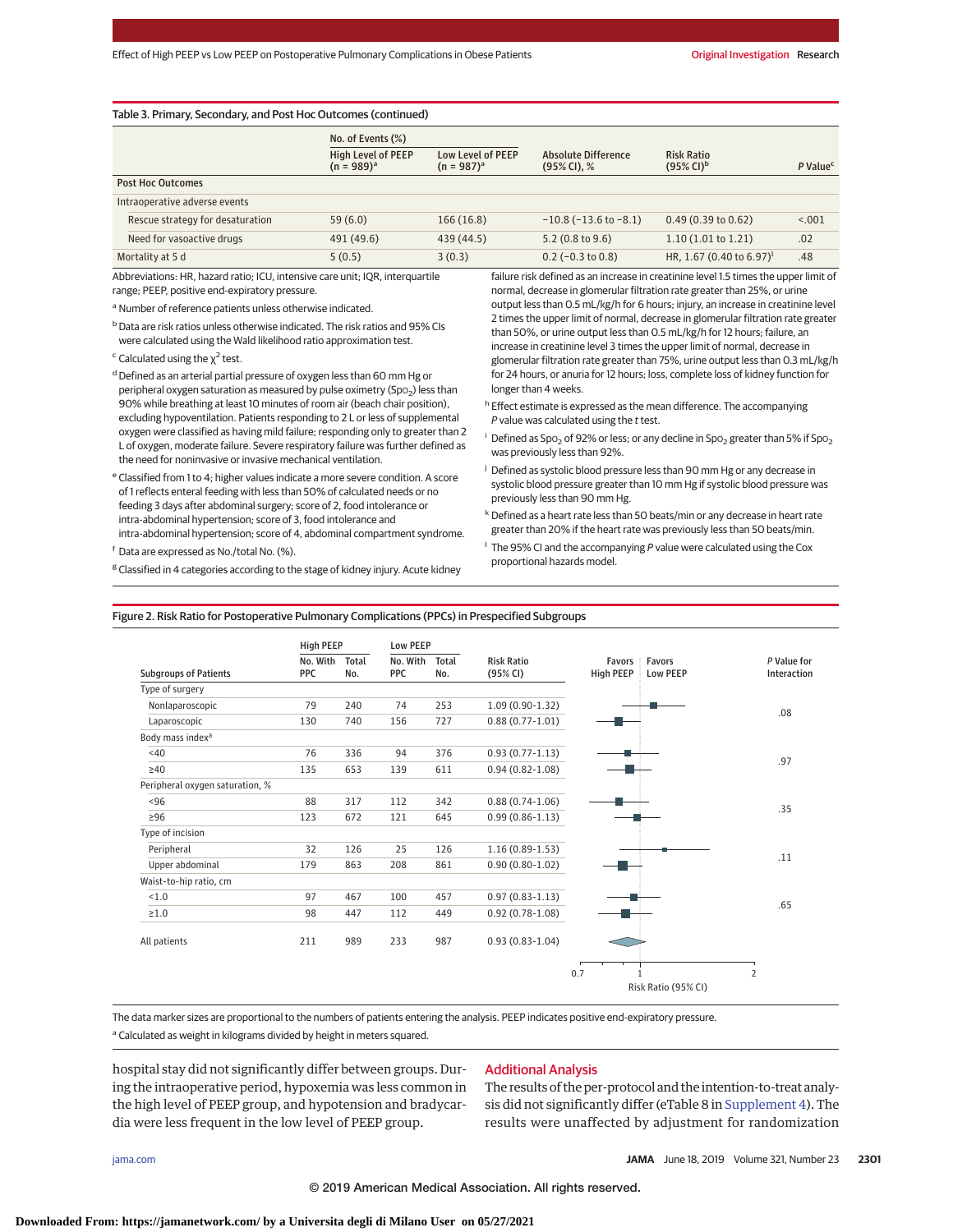Table 3. Primary, Secondary, and Post Hoc Outcomes (continued)

| | No. of Events (%) | | | | |
|---|---|---|---|---|---|
| | High Level of PEEP (n = 989)[a] | Low Level of PEEP (n = 987)[a] | Absolute Difference (95% CI), % | Risk Ratio (95% CI)[b] | P Value[c] |
| **Post Hoc Outcomes** | | | | | |
| Intraoperative adverse events | | | | | |
| Rescue strategy for desaturation | 59 (6.0) | 166 (16.8) | −10.8 (−13.6 to −8.1) | 0.49 (0.39 to 0.62) | <.001 |
| Need for vasoactive drugs | 491 (49.6) | 439 (44.5) | 5.2 (0.8 to 9.6) | 1.10 (1.01 to 1.21) | .02 |
| Mortality at 5 d | 5 (0.5) | 3 (0.3) | 0.2 (−0.3 to 0.8) | HR, 1.67 (0.40 to 6.97)[l] | .48 |

Abbreviations: HR, hazard ratio; ICU, intensive care unit; IQR, interquartile range; PEEP, positive end-expiratory pressure.

[a] Number of reference patients unless otherwise indicated.

[b] Data are risk ratios unless otherwise indicated. The risk ratios and 95% CIs were calculated using the Wald likelihood ratio approximation test.

[c] Calculated using the $\chi^2$ test.

[d] Defined as an arterial partial pressure of oxygen less than 60 mm Hg or peripheral oxygen saturation as measured by pulse oximetry ($Spo_2$) less than 90% while breathing at least 10 minutes of room air (beach chair position), excluding hypoventilation. Patients responding to 2 L or less of supplemental oxygen were classified as having mild failure; responding only to greater than 2 L of oxygen, moderate failure. Severe respiratory failure was further defined as the need for noninvasive or invasive mechanical ventilation.

[e] Classified from 1 to 4; higher values indicate a more severe condition. A score of 1 reflects enteral feeding with less than 50% of calculated needs or no feeding 3 days after abdominal surgery; score of 2, food intolerance or intra-abdominal hypertension; score of 3, food intolerance and intra-abdominal hypertension; score of 4, abdominal compartment syndrome.

[f] Data are expressed as No./total No. (%).

[g] Classified in 4 categories according to the stage of kidney injury. Acute kidney failure risk defined as an increase in creatinine level 1.5 times the upper limit of normal, decrease in glomerular filtration rate greater than 25%, or urine output less than 0.5 mL/kg/h for 6 hours; injury, an increase in creatinine level 2 times the upper limit of normal, decrease in glomerular filtration rate greater than 50%, or urine output less than 0.5 mL/kg/h for 12 hours; failure, an increase in creatinine level 3 times the upper limit of normal, decrease in glomerular filtration rate greater than 75%, urine output less than 0.3 mL/kg/h for 24 hours, or anuria for 12 hours; loss, complete loss of kidney function for longer than 4 weeks.

[h] Effect estimate is expressed as the mean difference. The accompanying *P* value was calculated using the *t* test.

[i] Defined as $Spo_2$ of 92% or less; or any decline in $Spo_2$ greater than 5% if $Spo_2$ was previously less than 92%.

[j] Defined as systolic blood pressure less than 90 mm Hg or any decrease in systolic blood pressure greater than 10 mm Hg if systolic blood pressure was previously less than 90 mm Hg.

[k] Defined as heart rate less than 50 beats/min or any decrease in heart rate greater than 20% if the heart rate was previously less than 50 beats/min.

[l] The 95% CI and the accompanying *P* value were calculated using the Cox proportional hazards model.

Figure 2. Risk Ratio for Postoperative Pulmonary Complications (PPCs) in Prespecified Subgroups

| Subgroups of Patients | High PEEP No. With PPC | High PEEP Total No. | Low PEEP No. With PPC | Low PEEP Total No. | Risk Ratio (95% CI) | P Value for Interaction |
|---|---|---|---|---|---|---|
| **Type of surgery** | | | | | | |
| Nonlaparoscopic | 79 | 240 | 74 | 253 | 1.09 (0.90-1.32) | .08 |
| Laparoscopic | 130 | 740 | 156 | 727 | 0.88 (0.77-1.01) | |
| **Body mass index[a]** | | | | | | |
| <40 | 76 | 336 | 94 | 376 | 0.93 (0.77-1.13) | .97 |
| ≥40 | 135 | 653 | 139 | 611 | 0.94 (0.82-1.08) | |
| **Peripheral oxygen saturation, %** | | | | | | |
| <96 | 88 | 317 | 112 | 342 | 0.88 (0.74-1.06) | .35 |
| ≥96 | 123 | 672 | 121 | 645 | 0.99 (0.86-1.13) | |
| **Type of incision** | | | | | | |
| Peripheral | 32 | 126 | 25 | 126 | 1.16 (0.89-1.53) | .11 |
| Upper abdominal | 179 | 863 | 208 | 861 | 0.90 (0.80-1.02) | |
| **Waist-to-hip ratio, cm** | | | | | | |
| <1.0 | 97 | 467 | 100 | 457 | 0.97 (0.83-1.13) | .65 |
| ≥1.0 | 98 | 447 | 112 | 449 | 0.92 (0.78-1.08) | |
| All patients | 211 | 989 | 233 | 987 | 0.93 (0.83-1.04) | |

The data marker sizes are proportional to the numbers of patients entering the analysis. PEEP indicates positive end-expiratory pressure.

[a] Calculated as weight in kilograms divided by height in meters squared.

hospital stay did not significantly differ between groups. During the intraoperative period, hypoxemia was less common in the high level of PEEP group, and hypotension and bradycardia were less frequent in the low level of PEEP group.

## Additional Analysis

The results of the per-protocol and the intention-to-treat analysis did not significantly differ (eTable 8 in Supplement 4). The results were unaffected by adjustment for randomization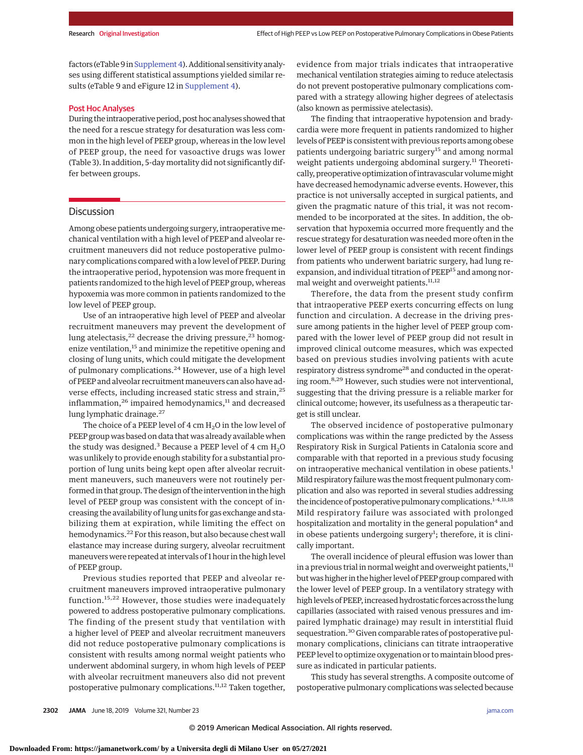factors (eTable 9 in Supplement 4). Additional sensitivity analyses using different statistical assumptions yielded similar results (eTable 9 and eFigure 12 in Supplement 4).

### Post Hoc Analyses

During the intraoperative period, post hoc analyses showed that the need for a rescue strategy for desaturation was less common in the high level of PEEP group, whereas in the low level of PEEP group, the need for vasoactive drugs was lower (Table 3). In addition, 5-day mortality did not significantly differ between groups.

## Discussion

Among obese patients undergoing surgery, intraoperative mechanical ventilation with a high level of PEEP and alveolar recruitment maneuvers did not reduce postoperative pulmonary complications compared with a low level of PEEP. During the intraoperative period, hypotension was more frequent in patients randomized to the high level of PEEP group, whereas hypoxemia was more common in patients randomized to the low level of PEEP group.

Use of an intraoperative high level of PEEP and alveolar recruitment maneuvers may prevent the development of lung atelectasis,[22] decrease the driving pressure,[23] homogenize ventilation,[15] and minimize the repetitive opening and closing of lung units, which could mitigate the development of pulmonary complications.[24] However, use of a high level of PEEP and alveolar recruitment maneuvers can also have adverse effects, including increased static stress and strain,[25] inflammation,[26] impaired hemodynamics,[11] and decreased lung lymphatic drainage.[27]

The choice of a PEEP level of 4 cm $H_2O$ in the low level of PEEP group was based on data that was already available when the study was designed.[3] Because a PEEP level of 4 cm $H_2O$ was unlikely to provide enough stability for a substantial proportion of lung units being kept open after alveolar recruitment maneuvers, such maneuvers were not routinely performed in that group. The design of the intervention in the high level of PEEP group was consistent with the concept of increasing the availability of lung units for gas exchange and stabilizing them at expiration, while limiting the effect on hemodynamics.[22] For this reason, but also because chest wall elastance may increase during surgery, alveolar recruitment maneuvers were repeated at intervals of 1 hour in the high level of PEEP group.

Previous studies reported that PEEP and alveolar recruitment maneuvers improved intraoperative pulmonary function.[15,22] However, those studies were inadequately powered to address postoperative pulmonary complications. The finding of the present study that ventilation with a higher level of PEEP and alveolar recruitment maneuvers did not reduce postoperative pulmonary complications is consistent with results among normal weight patients who underwent abdominal surgery, in whom high levels of PEEP with alveolar recruitment maneuvers also did not prevent postoperative pulmonary complications.[11,12] Taken together, evidence from major trials indicates that intraoperative mechanical ventilation strategies aiming to reduce atelectasis do not prevent postoperative pulmonary complications compared with a strategy allowing higher degrees of atelectasis (also known as permissive atelectasis).

The finding that intraoperative hypotension and bradycardia were more frequent in patients randomized to higher levels of PEEP is consistent with previous reports among obese patients undergoing bariatric surgery[15] and among normal weight patients undergoing abdominal surgery.[11] Theoretically, preoperative optimization of intravascular volume might have decreased hemodynamic adverse events. However, this practice is not universally accepted in surgical patients, and given the pragmatic nature of this trial, it was not recommended to be incorporated at the sites. In addition, the observation that hypoxemia occurred more frequently and the rescue strategy for desaturation was needed more often in the lower level of PEEP group is consistent with recent findings from patients who underwent bariatric surgery, had lung reexpansion, and individual titration of PEEP[15] and among normal weight and overweight patients.[11,12]

Therefore, the data from the present study confirm that intraoperative PEEP exerts concurring effects on lung function and circulation. A decrease in the driving pressure among patients in the higher level of PEEP group compared with the lower level of PEEP group did not result in improved clinical outcome measures, which was expected based on previous studies involving patients with acute respiratory distress syndrome[28] and conducted in the operating room.[8,29] However, such studies were not interventional, suggesting that the driving pressure is a reliable marker for clinical outcome; however, its usefulness as a therapeutic target is still unclear.

The observed incidence of postoperative pulmonary complications was within the range predicted by the Assess Respiratory Risk in Surgical Patients in Catalonia score and comparable with that reported in a previous study focusing on intraoperative mechanical ventilation in obese patients.[1] Mild respiratory failure was the most frequent pulmonary complication and also was reported in several studies addressing the incidence of postoperative pulmonary complications.[1-4,11,18] Mild respiratory failure was associated with prolonged hospitalization and mortality in the general population[4] and in obese patients undergoing surgery[1]; therefore, it is clinically important.

The overall incidence of pleural effusion was lower than in a previous trial in normal weight and overweight patients,[11] but was higher in the higher level of PEEP group compared with the lower level of PEEP group. In a ventilatory strategy with high levels of PEEP, increased hydrostatic forces across the lung capillaries (associated with raised venous pressures and impaired lymphatic drainage) may result in interstitial fluid sequestration.[30] Given comparable rates of postoperative pulmonary complications, clinicians can titrate intraoperative PEEP level to optimize oxygenation or to maintain blood pressure as indicated in particular patients.

This study has several strengths. A composite outcome of postoperative pulmonary complications was selected because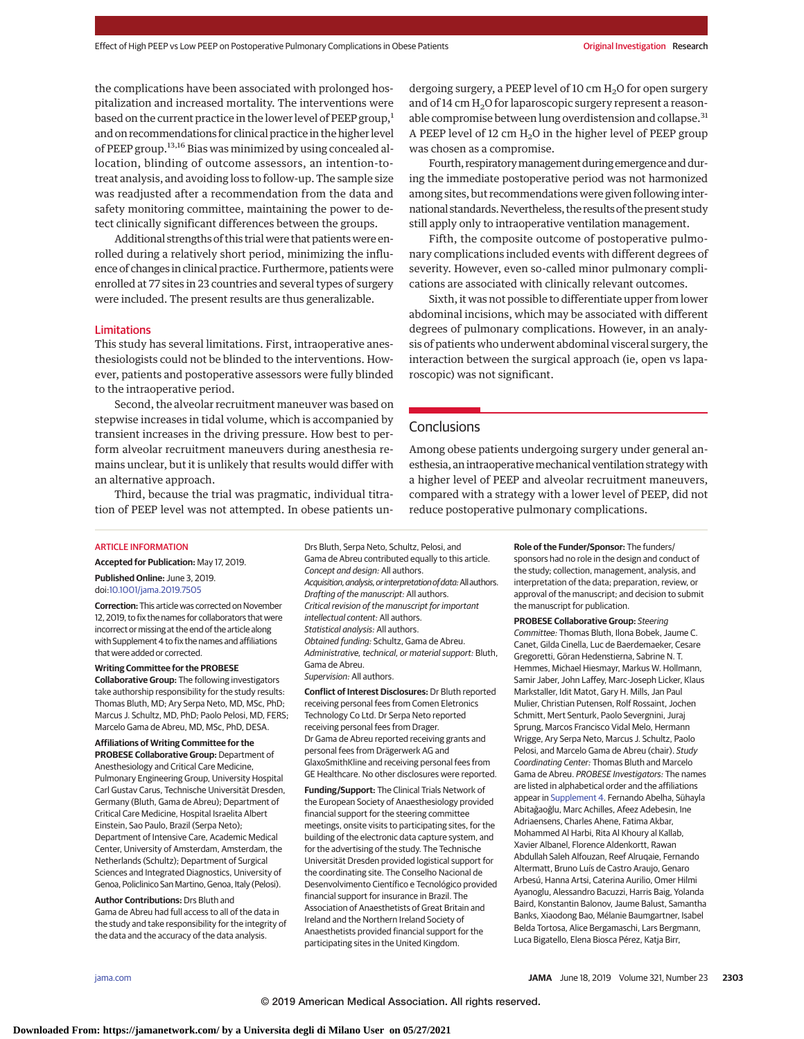the complications have been associated with prolonged hospitalization and increased mortality. The interventions were based on the current practice in the lower level of PEEP group,[1] and on recommendations for clinical practice in the higher level of PEEP group.[13,16] Bias was minimized by using concealed allocation, blinding of outcome assessors, an intention-to-treat analysis, and avoiding loss to follow-up. The sample size was readjusted after a recommendation from the data and safety monitoring committee, maintaining the power to detect clinically significant differences between the groups.

Additional strengths of this trial were that patients were enrolled during a relatively short period, minimizing the influence of changes in clinical practice. Furthermore, patients were enrolled at 77 sites in 23 countries and several types of surgery were included. The present results are thus generalizable.

### Limitations

This study has several limitations. First, intraoperative anesthesiologists could not be blinded to the interventions. However, patients and postoperative assessors were fully blinded to the intraoperative period.

Second, the alveolar recruitment maneuver was based on stepwise increases in tidal volume, which is accompanied by transient increases in the driving pressure. How best to perform alveolar recruitment maneuvers during anesthesia remains unclear, but it is unlikely that results would differ with an alternative approach.

Third, because the trial was pragmatic, individual titration of PEEP level was not attempted. In obese patients undergoing surgery, a PEEP level of 10 cm $H_2O$ for open surgery and of 14 cm $H_2O$ for laparoscopic surgery represent a reasonable compromise between lung overdistension and collapse.[31] A PEEP level of 12 cm $H_2O$ in the higher level of PEEP group was chosen as a compromise.

Fourth, respiratory management during emergence and during the immediate postoperative period was not harmonized among sites, but recommendations were given following international standards. Nevertheless, the results of the present study still apply only to intraoperative ventilation management.

Fifth, the composite outcome of postoperative pulmonary complications included events with different degrees of severity. However, even so-called minor pulmonary complications are associated with clinically relevant outcomes.

Sixth, it was not possible to differentiate upper from lower abdominal incisions, which may be associated with different degrees of pulmonary complications. However, in an analysis of patients who underwent abdominal visceral surgery, the interaction between the surgical approach (ie, open vs laparoscopic) was not significant.

## Conclusions

Among obese patients undergoing surgery under general anesthesia, an intraoperative mechanical ventilation strategy with a higher level of PEEP and alveolar recruitment maneuvers, compared with a strategy with a lower level of PEEP, did not reduce postoperative pulmonary complications.

ARTICLE INFORMATION

**Accepted for Publication:** May 17, 2019.

**Published Online:** June 3, 2019. doi:10.1001/jama.2019.7505

**Correction:** This article was corrected on November 12, 2019, to fix the names for collaborators that were incorrect or missing at the end of the article along with Supplement 4 to fix the names and affiliations that were added or corrected.

**Writing Committee for the PROBESE Collaborative Group:** The following investigators take authorship responsibility for the study results: Thomas Bluth, MD; Ary Serpa Neto, MD, MSc, PhD; Marcus J. Schultz, MD, PhD; Paolo Pelosi, MD, FERS; Marcelo Gama de Abreu, MD, MSc, PhD, DESA.

**Affiliations of Writing Committee for the PROBESE Collaborative Group:** Department of Anesthesiology and Critical Care Medicine, Pulmonary Engineering Group, University Hospital Carl Gustav Carus, Technische Universität Dresden, Germany (Bluth, Gama de Abreu); Department of Critical Care Medicine, Hospital Israelita Albert Einstein, Sao Paulo, Brazil (Serpa Neto); Department of Intensive Care, Academic Medical Center, University of Amsterdam, Amsterdam, the Netherlands (Schultz); Department of Surgical Sciences and Integrated Diagnostics, University of Genoa, Policlinico San Martino, Genoa, Italy (Pelosi).

**Author Contributions:** Drs Bluth and Gama de Abreu had full access to all of the data in the study and take responsibility for the integrity of the data and the accuracy of the data analysis. Drs Bluth, Serpa Neto, Schultz, Pelosi, and Gama de Abreu contributed equally to this article.
*Concept and design:* All authors.
*Acquisition, analysis, or interpretation of data:* All authors.
*Drafting of the manuscript:* All authors.
*Critical revision of the manuscript for important intellectual content:* All authors.
*Statistical analysis:* All authors.
*Obtained funding:* Schultz, Gama de Abreu.
*Administrative, technical, or material support:* Bluth, Gama de Abreu.
*Supervision:* All authors.

**Conflict of Interest Disclosures:** Dr Bluth reported receiving personal fees from Comen Eletronics Technology Co Ltd. Dr Serpa Neto reported receiving personal fees from Drager. Dr Gama de Abreu reported receiving grants and personal fees from Drägerwerk AG and GlaxoSmithKline and receiving personal fees from GE Healthcare. No other disclosures were reported.

**Funding/Support:** The Clinical Trials Network of the European Society of Anaesthesiology provided financial support for the steering committee meetings, onsite visits to participating sites, for the building of the electronic data capture system, and for the advertising of the study. The Technische Universität Dresden provided logistical support for the coordinating site. The Conselho Nacional de Desenvolvimento Científico e Tecnológico provided financial support for insurance in Brazil. The Association of Anaesthetists of Great Britain and Ireland and the Northern Ireland Society of Anaesthetists provided financial support for the participating sites in the United Kingdom.

**Role of the Funder/Sponsor:** The funders/sponsors had no role in the design and conduct of the study; collection, management, analysis, and interpretation of the data; preparation, review, or approval of the manuscript; and decision to submit the manuscript for publication.

**PROBESE Collaborative Group:** *Steering Committee:* Thomas Bluth, Ilona Bobek, Jaume C. Canet, Gilda Cinella, Luc de Baerdemaeker, Cesare Gregoretti, Göran Hedenstierna, Sabrine N. T. Hemmes, Michael Hiesmayr, Markus W. Hollmann, Samir Jaber, John Laffey, Marc-Joseph Licker, Klaus Markstaller, Idit Matot, Gary H. Mills, Jan Paul Mulier, Christian Putensen, Rolf Rossaint, Jochen Schmitt, Mert Senturk, Paolo Severgnini, Juraj Sprung, Marcos Francisco Vidal Melo, Hermann Wrigge, Ary Serpa Neto, Marcus J. Schultz, Paolo Pelosi, and Marcelo Gama de Abreu (chair). *Study Coordinating Center:* Thomas Bluth and Marcelo Gama de Abreu. *PROBESE Investigators:* The names are listed in alphabetical order and the affiliations appear in Supplement 4. Fernando Abelha, Sühayla Abitağaoğlu, Marc Achilles, Afeez Adebesin, Ine Adriaensens, Charles Ahene, Fatima Akbar, Mohammed Al Harbi, Rita Al Khoury al Kallab, Xavier Albanel, Florence Aldenkortt, Rawan Abdullah Saleh Alfouzan, Reef Alruqaie, Fernando Altermatt, Bruno Luís de Castro Araujo, Genaro Arbesú, Hanna Artsi, Caterina Aurilio, Omer Hilmi Ayanoglu, Alessandro Bacuzzi, Harris Baig, Yolanda Baird, Konstantin Balonov, Jaume Balust, Samantha Banks, Xiaodong Bao, Mélanie Baumgartner, Isabel Belda Tortosa, Alice Bergamaschi, Lars Bergmann, Luca Bigatello, Elena Biosca Pérez, Katja Birr,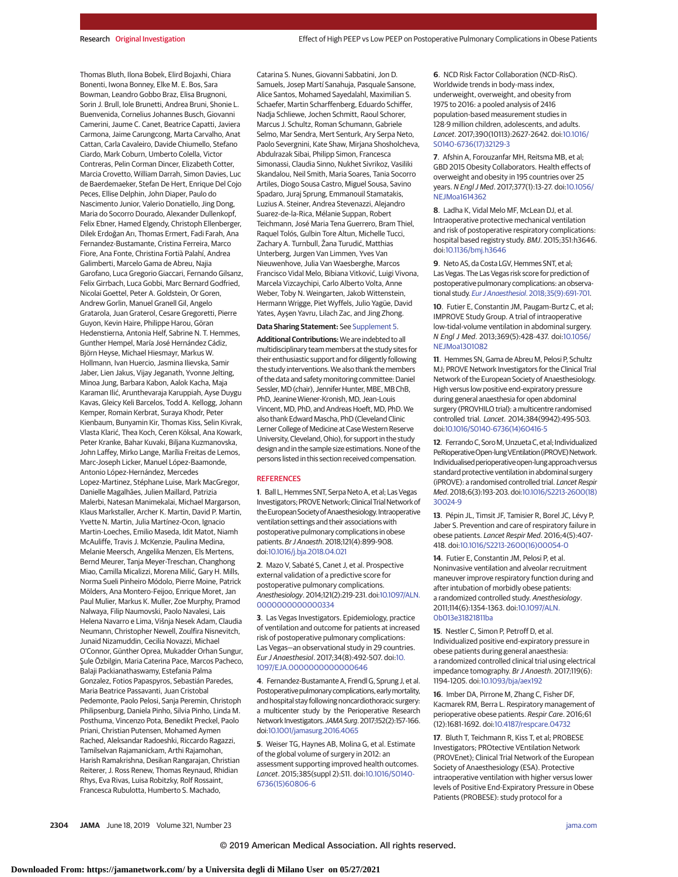Thomas Bluth, Ilona Bobek, Elird Bojaxhi, Chiara Bonenti, Iwona Bonney, Elke M. E. Bos, Sara Bowman, Leandro Gobbo Braz, Elisa Brugnoni, Sorin J. Brull, Iole Brunetti, Andrea Bruni, Shonie L. Buenvenida, Cornelius Johannes Busch, Giovanni Camerini, Jaume C. Canet, Beatrice Capatti, Javiera Carmona, Jaime Carungcong, Marta Carvalho, Anat Cattan, Carla Cavaleiro, Davide Chiumello, Stefano Ciardo, Mark Coburn, Umberto Colella, Victor Contreras, Pelin Corman Dincer, Elizabeth Cotter, Marcia Crovetto, William Darrah, Simon Davies, Luc de Baerdemaeker, Stefan De Hert, Enrique Del Cojo Peces, Ellise Delphin, John Diaper, Paulo do Nascimento Junior, Valerio Donatiello, Jing Dong, Maria do Socorro Dourado, Alexander Dullenkopf, Felix Ebner, Hamed Elgendy, Christoph Ellenberger, Dilek Erdoğan Arı, Thomas Ermert, Fadi Farah, Ana Fernandez-Bustamante, Cristina Ferreira, Marco Fiore, Ana Fonte, Christina Fortià Palahí, Andrea Galimberti, Marcelo Gama de Abreu, Najia Garofano, Luca Gregorio Giaccari, Fernando Gilsanz, Felix Girrbach, Luca Gobbi, Marc Bernard Godfried, Nicolai Goettel, Peter A. Goldstein, Or Goren, Andrew Gorlin, Manuel Granell Gil, Angelo Gratarola, Juan Graterol, Cesare Gregoretti, Pierre Guyon, Kevin Haire, Philippe Harou, Göran Hedenstierna, Antonia Helf, Sabrine N. T. Hemmes, Gunther Hempel, María José Hernández Cádiz, Björn Heyse, Michael Hiesmayr, Markus W. Hollmann, Ivan Huercio, Jasmina Ilievska, Samir Jaber, Lien Jakus, Vijay Jeganath, Yvonne Jelting, Minoa Jung, Barbara Kabon, Aalok Kacha, Maja Karaman Ilić, Arunthevaraja Karuppiah, Ayse Duygu Kavas, Gleicy Keli Barcelos, Todd A. Kellogg, Johann Kemper, Romain Kerbrat, Suraya Khodr, Peter Kienbaum, Bunyamin Kir, Thomas Kiss, Selin Kivrak, Vlasta Klarić, Thea Koch, Ceren Köksal, Ana Kowark, Peter Kranke, Bahar Kuvaki, Biljana Kuzmanovska, John Laffey, Mirko Lange, Marília Freitas de Lemos, Marc-Joseph Licker, Manuel López-Baamonde, Antonio López-Hernández, Mercedes Lopez-Martinez, Stéphane Luise, Mark MacGregor, Danielle Magalhães, Julien Maillard, Patrizia Malerbi, Natesan Manimekalai, Michael Margarson, Klaus Markstaller, Archer K. Martin, David P. Martin, Yvette N. Martin, Julia Martínez-Ocon, Ignacio Martin-Loeches, Emilio Maseda, Idit Matot, Niamh McAuliffe, Travis J. McKenzie, Paulina Medina, Melanie Meersch, Angelika Menzen, Els Mertens, Bernd Meurer, Tanja Meyer-Treschan, Changhong Miao, Camilla Micalizzi, Morena Milić, Gary H. Mills, Norma Sueli Pinheiro Módolo, Pierre Moine, Patrick Mölders, Ana Montero-Feijoo, Enrique Moret, Jan Paul Mulier, Markus K. Muller, Zoe Murphy, Pramod Nalwaya, Filip Naumovski, Paolo Navalesi, Lais Helena Navarro e Lima, Višnja Nesek Adam, Claudia Neumann, Christopher Newell, Zoulfira Nisnevitch, Junaid Nizamuddin, Cecilia Novazzi, Michael O'Connor, Günther Oprea, Mukadder Orhan Sungur, Şule Özbilgin, Maria Caterina Pace, Marcos Pacheco, Balaji Packianathaswamy, Estefania Palma Gonzalez, Fotios Papaspyros, Sebastián Paredes, Maria Beatrice Passavanti, Juan Cristobal Pedemonte, Paolo Pelosi, Sanja Peremin, Christoph Philipsenburg, Daniela Pinho, Silvia Pinho, Linda M. Posthuma, Vincenzo Pota, Benedikt Preckel, Paolo Priani, Christian Putensen, Mohamed Aymen Rached, Aleksandar Radoeshki, Riccardo Ragazzi, Tamilselvan Rajamanickam, Arthi Rajamohan, Harish Ramakrishna, Desikan Rangarajan, Christian Reiterer, J. Ross Renew, Thomas Reynaud, Rhidian Rhys, Eva Rivas, Luisa Robitzky, Rolf Rossaint, Francesca Rubulotta, Humberto S. Machado, Catarina S. Nunes, Giovanni Sabbatini, Jon D. Samuels, Josep Martí Sanahuja, Pasquale Sansone, Alice Santos, Mohamed Sayedalahl, Maximilian S. Schaefer, Martin Scharffenberg, Eduardo Schiffer, Nadja Schliewe, Jochen Schmitt, Raoul Schorer, Marcus J. Schultz, Roman Schumann, Gabriele Selmo, Mar Sendra, Mert Senturk, Ary Serpa Neto, Paolo Severgnini, Kate Shaw, Mirjana Shosholcheva, Abdulrazak Sibai, Philipp Simon, Francesca Simonassi, Claudia Sinno, Nukhet Sivrikoz, Vasiliki Skandalou, Neil Smith, Maria Soares, Tania Socorro Artiles, Diogo Sousa Castro, Miguel Sousa, Savino Spadaro, Juraj Sprung, Emmanouil Stamatakis, Luzius A. Steiner, Andrea Stevenazzi, Alejandro Suarez-de-la-Rica, Mélanie Suppan, Robert Teichmann, José Maria Tena Guerrero, Bram Thiel, Raquel Tolós, Gulbin Tore Altun, Michelle Tucci, Zachary A. Turnbull, Žana Turudić, Matthias Unterberg, Jurgen Van Limmen, Yves Van Nieuwenhove, Julia Van Waesberghe, Marcos Francisco Vidal Melo, Bibiana Vitković, Luigi Vivona, Marcela Vizcaychipi, Carlo Alberto Volta, Anne Weber, Toby N. Weingarten, Jakob Wittenstein, Hermann Wrigge, Piet Wyffels, Julio Yagüe, David Yates, Ayşen Yavru, Lilach Zac, and Jing Zhong.

**Data Sharing Statement:** See Supplement 5.

**Additional Contributions:** We are indebted to all multidisciplinary team members at the study sites for their enthusiastic support and for diligently following the study interventions. We also thank the members of the data and safety monitoring committee: Daniel Sessler, MD (chair), Jennifer Hunter, MBE, MB ChB, PhD, Jeanine Wiener-Kronish, MD, Jean-Louis Vincent, MD, PhD, and Andreas Hoeft, MD, PhD. We also thank Edward Mascha, PhD (Cleveland Clinic Lerner College of Medicine at Case Western Reserve University, Cleveland, Ohio), for support in the study design and in the sample size estimations. None of the persons listed in this section received compensation.

## REFERENCES

1. Ball L, Hemmes SNT, Serpa Neto A, et al; Las Vegas Investigators; PROVE Network; Clinical Trial Network of the European Society of Anaesthesiology. Intraoperative ventilation settings and their associations with postoperative pulmonary complications in obese patients. *Br J Anaesth*. 2018;121(4):899-908. doi:10.1016/j.bja.2018.04.021

2. Mazo V, Sabaté S, Canet J, et al. Prospective external validation of a predictive score for postoperative pulmonary complications. *Anesthesiology*. 2014;121(2):219-231. doi:10.1097/ALN.0000000000000334

3. Las Vegas Investigators. Epidemiology, practice of ventilation and outcome for patients at increased risk of postoperative pulmonary complications: Las Vegas—an observational study in 29 countries. *Eur J Anaesthesiol*. 2017;34(8):492-507. doi:10.1097/EJA.0000000000000646

4. Fernandez-Bustamante A, Frendl G, Sprung J, et al. Postoperative pulmonary complications, early mortality, and hospital stay following noncardiothoracic surgery: a multicenter study by the Perioperative Research Network Investigators. *JAMA Surg*. 2017;152(2):157-166. doi:10.1001/jamasurg.2016.4065

5. Weiser TG, Haynes AB, Molina G, et al. Estimate of the global volume of surgery in 2012: an assessment supporting improved health outcomes. *Lancet*. 2015;385(suppl 2):S11. doi:10.1016/S0140-6736(15)60806-6

6. NCD Risk Factor Collaboration (NCD-RisC). Worldwide trends in body-mass index, underweight, overweight, and obesity from 1975 to 2016: a pooled analysis of 2416 population-based measurement studies in 128·9 million children, adolescents, and adults. *Lancet*. 2017;390(10113):2627-2642. doi:10.1016/S0140-6736(17)32129-3

7. Afshin A, Forouzanfar MH, Reitsma MB, et al; GBD 2015 Obesity Collaborators. Health effects of overweight and obesity in 195 countries over 25 years. *N Engl J Med*. 2017;377(1):13-27. doi:10.1056/NEJMoa1614362

8. Ladha K, Vidal Melo MF, McLean DJ, et al. Intraoperative protective mechanical ventilation and risk of postoperative respiratory complications: hospital based registry study. *BMJ*. 2015;351:h3646. doi:10.1136/bmj.h3646

9. Neto AS, da Costa LGV, Hemmes SNT, et al; Las Vegas. The Las Vegas risk score for prediction of postoperative pulmonary complications: an observational study. *Eur J Anaesthesiol*. 2018;35(9):691-701.

10. Futier E, Constantin JM, Paugam-Burtz C, et al; IMPROVE Study Group. A trial of intraoperative low-tidal-volume ventilation in abdominal surgery. *N Engl J Med*. 2013;369(5):428-437. doi:10.1056/NEJMoa1301082

11. Hemmes SN, Gama de Abreu M, Pelosi P, Schultz MJ; PROVE Network Investigators for the Clinical Trial Network of the European Society of Anaesthesiology. High versus low positive end-expiratory pressure during general anaesthesia for open abdominal surgery (PROVHILO trial): a multicentre randomised controlled trial. *Lancet*. 2014;384(9942):495-503. doi:10.1016/S0140-6736(14)60416-5

12. Ferrando C, Soro M, Unzueta C, et al; Individualized PeRioperative Open-lung VEntilation (iPROVE) Network. Individualised perioperative open-lung approach versus standard protective ventilation in abdominal surgery (iPROVE): a randomised controlled trial. *Lancet Respir Med*. 2018;6(3):193-203. doi:10.1016/S2213-2600(18)30024-9

13. Pépin JL, Timsit JF, Tamisier R, Borel JC, Lévy P, Jaber S. Prevention and care of respiratory failure in obese patients. *Lancet Respir Med*. 2016;4(5):407-418. doi:10.1016/S2213-2600(16)00054-0

14. Futier E, Constantin JM, Pelosi P, et al. Noninvasive ventilation and alveolar recruitment maneuver improve respiratory function during and after intubation of morbidly obese patients: a randomized controlled study. *Anesthesiology*. 2011;114(6):1354-1363. doi:10.1097/ALN.0b013e31821811ba

15. Nestler C, Simon P, Petroff D, et al. Individualized positive end-expiratory pressure in obese patients during general anaesthesia: a randomized controlled clinical trial using electrical impedance tomography. *Br J Anaesth*. 2017;119(6):1194-1205. doi:10.1093/bja/aex192

16. Imber DA, Pirrone M, Zhang C, Fisher DF, Kacmarek RM, Berra L. Respiratory management of perioperative obese patients. *Respir Care*. 2016;61(12):1681-1692. doi:10.4187/respcare.04732

17. Bluth T, Teichmann R, Kiss T, et al; PROBESE Investigators; PROtective VEntilation Network (PROVEnet); Clinical Trial Network of the European Society of Anaesthesiology (ESA). Protective intraoperative ventilation with higher versus lower levels of Positive End-Expiratory Pressure in Obese Patients (PROBESE): study protocol for a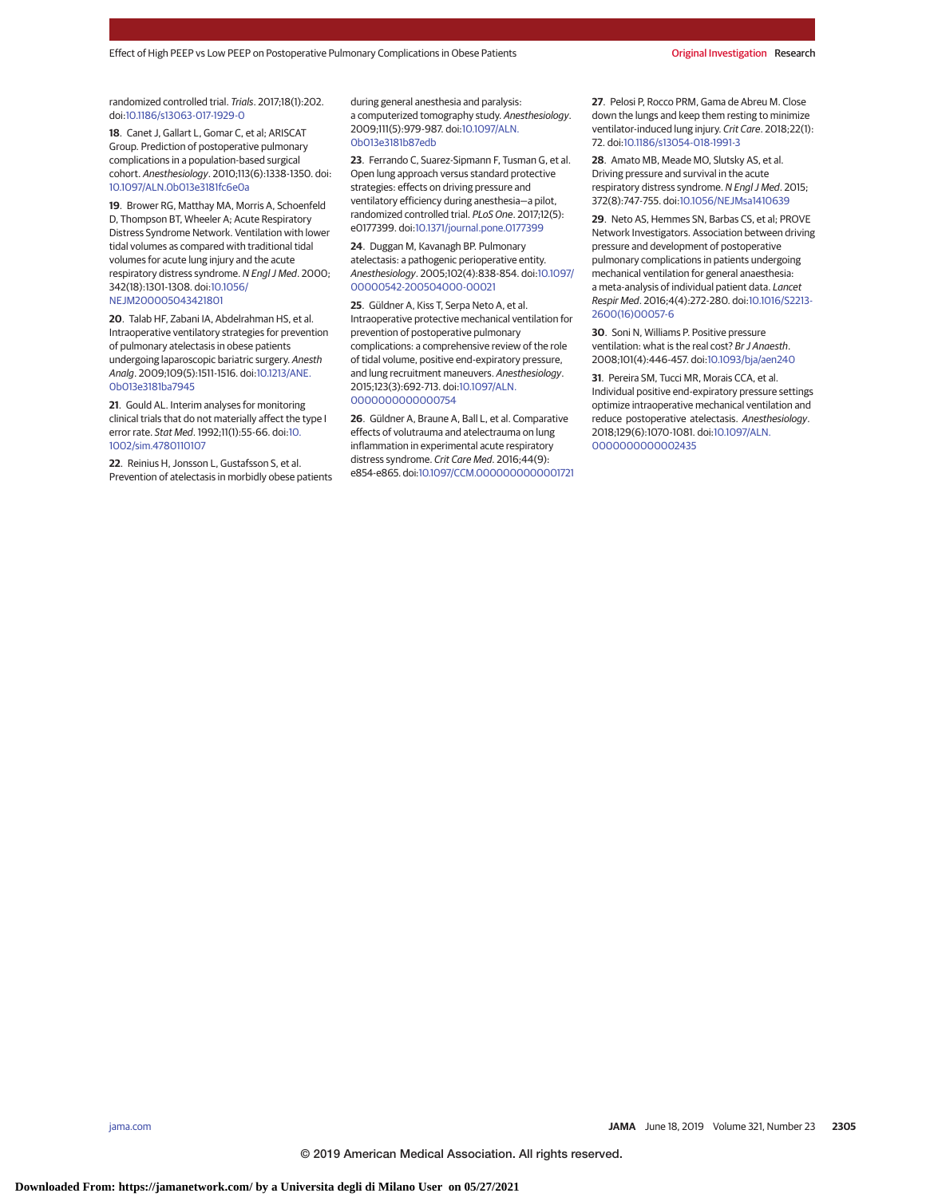randomized controlled trial. *Trials*. 2017;18(1):202. doi:10.1186/s13063-017-1929-0

18. Canet J, Gallart L, Gomar C, et al; ARISCAT Group. Prediction of postoperative pulmonary complications in a population-based surgical cohort. *Anesthesiology*. 2010;113(6):1338-1350. doi:10.1097/ALN.0b013e3181fc6e0a

19. Brower RG, Matthay MA, Morris A, Schoenfeld D, Thompson BT, Wheeler A; Acute Respiratory Distress Syndrome Network. Ventilation with lower tidal volumes as compared with traditional tidal volumes for acute lung injury and the acute respiratory distress syndrome. *N Engl J Med*. 2000; 342(18):1301-1308. doi:10.1056/NEJM200005043421801

20. Talab HF, Zabani IA, Abdelrahman HS, et al. Intraoperative ventilatory strategies for prevention of pulmonary atelectasis in obese patients undergoing laparoscopic bariatric surgery. *Anesth Analg*. 2009;109(5):1511-1516. doi:10.1213/ANE.0b013e3181ba7945

21. Gould AL. Interim analyses for monitoring clinical trials that do not materially affect the type I error rate. *Stat Med*. 1992;11(1):55-66. doi:10.1002/sim.4780110107

22. Reinius H, Jonsson L, Gustafsson S, et al. Prevention of atelectasis in morbidly obese patients during general anesthesia and paralysis: a computerized tomography study. *Anesthesiology*. 2009;111(5):979-987. doi:10.1097/ALN.0b013e3181b87edb

23. Ferrando C, Suarez-Sipmann F, Tusman G, et al. Open lung approach versus standard protective strategies: effects on driving pressure and ventilatory efficiency during anesthesia—a pilot, randomized controlled trial. *PLoS One*. 2017;12(5): e0177399. doi:10.1371/journal.pone.0177399

24. Duggan M, Kavanagh BP. Pulmonary atelectasis: a pathogenic perioperative entity. *Anesthesiology*. 2005;102(4):838-854. doi:10.1097/00000542-200504000-00021

25. Güldner A, Kiss T, Serpa Neto A, et al. Intraoperative protective mechanical ventilation for prevention of postoperative pulmonary complications: a comprehensive review of the role of tidal volume, positive end-expiratory pressure, and lung recruitment maneuvers. *Anesthesiology*. 2015;123(3):692-713. doi:10.1097/ALN.0000000000000754

26. Güldner A, Braune A, Ball L, et al. Comparative effects of volutrauma and atelectrauma on lung inflammation in experimental acute respiratory distress syndrome. *Crit Care Med*. 2016;44(9): e854-e865. doi:10.1097/CCM.0000000000001721

27. Pelosi P, Rocco PRM, Gama de Abreu M. Close down the lungs and keep them resting to minimize ventilator-induced lung injury. *Crit Care*. 2018;22(1): 72. doi:10.1186/s13054-018-1991-3

28. Amato MB, Meade MO, Slutsky AS, et al. Driving pressure and survival in the acute respiratory distress syndrome. *N Engl J Med*. 2015; 372(8):747-755. doi:10.1056/NEJMsa1410639

29. Neto AS, Hemmes SN, Barbas CS, et al; PROVE Network Investigators. Association between driving pressure and development of postoperative pulmonary complications in patients undergoing mechanical ventilation for general anaesthesia: a meta-analysis of individual patient data. *Lancet Respir Med*. 2016;4(4):272-280. doi:10.1016/S2213-2600(16)00057-6

30. Soni N, Williams P. Positive pressure ventilation: what is the real cost? *Br J Anaesth*. 2008;101(4):446-457. doi:10.1093/bja/aen240

31. Pereira SM, Tucci MR, Morais CCA, et al. Individual positive end-expiratory pressure settings optimize intraoperative mechanical ventilation and reduce postoperative atelectasis. *Anesthesiology*. 2018;129(6):1070-1081. doi:10.1097/ALN.0000000000002435